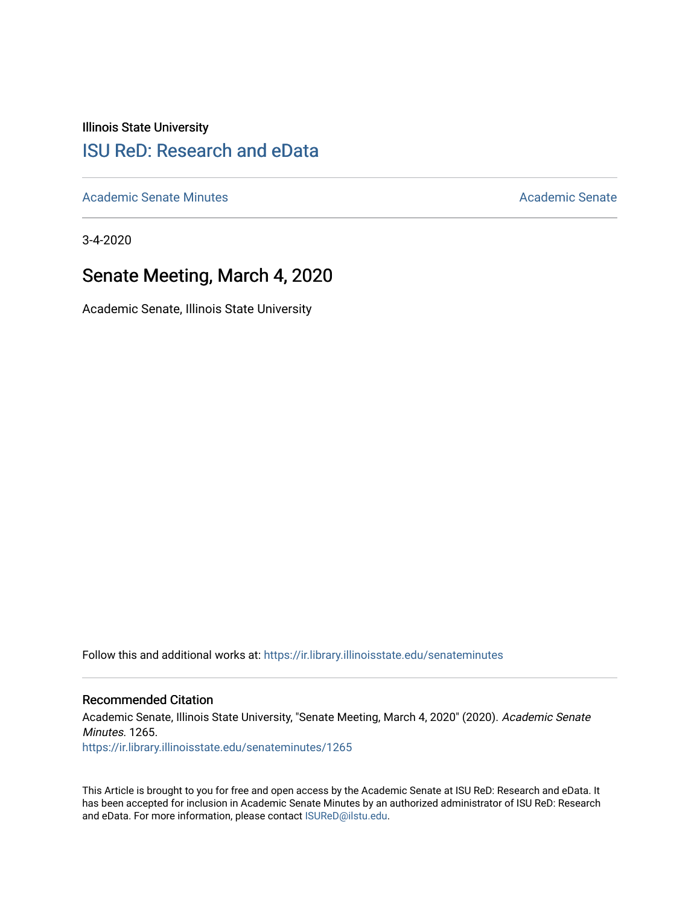Illinois State University

# ISU ReD: Research and eData

Academic Senate Minutes | Academic Senate

3-4-2020

## Senate Meeting, March 4, 2020

Academic Senate, Illinois State University

Follow this and additional works at: https://ir.library.illinoisstate.edu/senateminutes

### Recommended Citation

Academic Senate, Illinois State University, "Senate Meeting, March 4, 2020" (2020). *Academic Senate Minutes*. 1265.
https://ir.library.illinoisstate.edu/senateminutes/1265

This Article is brought to you for free and open access by the Academic Senate at ISU ReD: Research and eData. It has been accepted for inclusion in Academic Senate Minutes by an authorized administrator of ISU ReD: Research and eData. For more information, please contact ISUReD@ilstu.edu.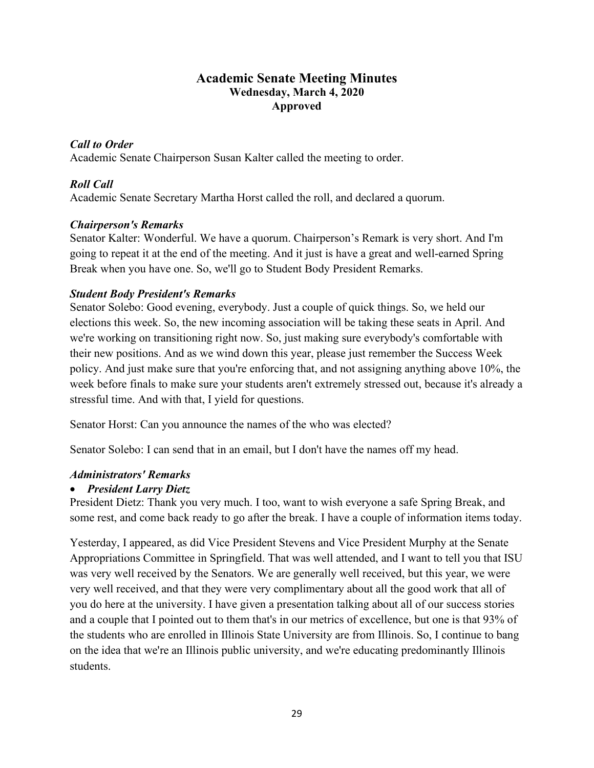## Academic Senate Meeting Minutes
### Wednesday, March 4, 2020
### Approved

***Call to Order***
Academic Senate Chairperson Susan Kalter called the meeting to order.

***Roll Call***
Academic Senate Secretary Martha Horst called the roll, and declared a quorum.

***Chairperson's Remarks***
Senator Kalter: Wonderful. We have a quorum. Chairperson's Remark is very short. And I'm going to repeat it at the end of the meeting. And it just is have a great and well-earned Spring Break when you have one. So, we'll go to Student Body President Remarks.

***Student Body President's Remarks***
Senator Solebo: Good evening, everybody. Just a couple of quick things. So, we held our elections this week. So, the new incoming association will be taking these seats in April. And we're working on transitioning right now. So, just making sure everybody's comfortable with their new positions. And as we wind down this year, please just remember the Success Week policy. And just make sure that you're enforcing that, and not assigning anything above 10%, the week before finals to make sure your students aren't extremely stressed out, because it's already a stressful time. And with that, I yield for questions.

Senator Horst: Can you announce the names of the who was elected?

Senator Solebo: I can send that in an email, but I don't have the names off my head.

***Administrators' Remarks***

- ***President Larry Dietz***

President Dietz: Thank you very much. I too, want to wish everyone a safe Spring Break, and some rest, and come back ready to go after the break. I have a couple of information items today.

Yesterday, I appeared, as did Vice President Stevens and Vice President Murphy at the Senate Appropriations Committee in Springfield. That was well attended, and I want to tell you that ISU was very well received by the Senators. We are generally well received, but this year, we were very well received, and that they were very complimentary about all the good work that all of you do here at the university. I have given a presentation talking about all of our success stories and a couple that I pointed out to them that's in our metrics of excellence, but one is that 93% of the students who are enrolled in Illinois State University are from Illinois. So, I continue to bang on the idea that we're an Illinois public university, and we're educating predominantly Illinois students.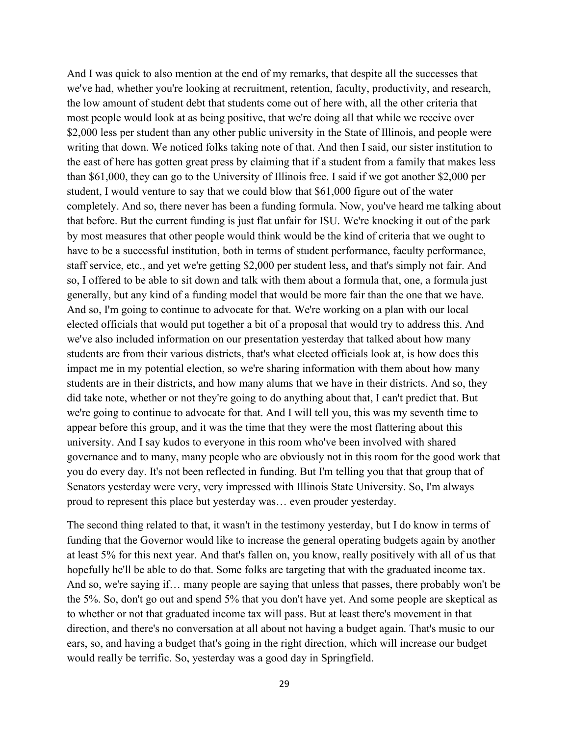And I was quick to also mention at the end of my remarks, that despite all the successes that we've had, whether you're looking at recruitment, retention, faculty, productivity, and research, the low amount of student debt that students come out of here with, all the other criteria that most people would look at as being positive, that we're doing all that while we receive over $2,000 less per student than any other public university in the State of Illinois, and people were writing that down. We noticed folks taking note of that. And then I said, our sister institution to the east of here has gotten great press by claiming that if a student from a family that makes less than $61,000, they can go to the University of Illinois free. I said if we got another $2,000 per student, I would venture to say that we could blow that $61,000 figure out of the water completely. And so, there never has been a funding formula. Now, you've heard me talking about that before. But the current funding is just flat unfair for ISU. We're knocking it out of the park by most measures that other people would think would be the kind of criteria that we ought to have to be a successful institution, both in terms of student performance, faculty performance, staff service, etc., and yet we're getting $2,000 per student less, and that's simply not fair. And so, I offered to be able to sit down and talk with them about a formula that, one, a formula just generally, but any kind of a funding model that would be more fair than the one that we have. And so, I'm going to continue to advocate for that. We're working on a plan with our local elected officials that would put together a bit of a proposal that would try to address this. And we've also included information on our presentation yesterday that talked about how many students are from their various districts, that's what elected officials look at, is how does this impact me in my potential election, so we're sharing information with them about how many students are in their districts, and how many alums that we have in their districts. And so, they did take note, whether or not they're going to do anything about that, I can't predict that. But we're going to continue to advocate for that. And I will tell you, this was my seventh time to appear before this group, and it was the time that they were the most flattering about this university. And I say kudos to everyone in this room who've been involved with shared governance and to many, many people who are obviously not in this room for the good work that you do every day. It's not been reflected in funding. But I'm telling you that that group that of Senators yesterday were very, very impressed with Illinois State University. So, I'm always proud to represent this place but yesterday was… even prouder yesterday.

The second thing related to that, it wasn't in the testimony yesterday, but I do know in terms of funding that the Governor would like to increase the general operating budgets again by another at least 5% for this next year. And that's fallen on, you know, really positively with all of us that hopefully he'll be able to do that. Some folks are targeting that with the graduated income tax. And so, we're saying if… many people are saying that unless that passes, there probably won't be the 5%. So, don't go out and spend 5% that you don't have yet. And some people are skeptical as to whether or not that graduated income tax will pass. But at least there's movement in that direction, and there's no conversation at all about not having a budget again. That's music to our ears, so, and having a budget that's going in the right direction, which will increase our budget would really be terrific. So, yesterday was a good day in Springfield.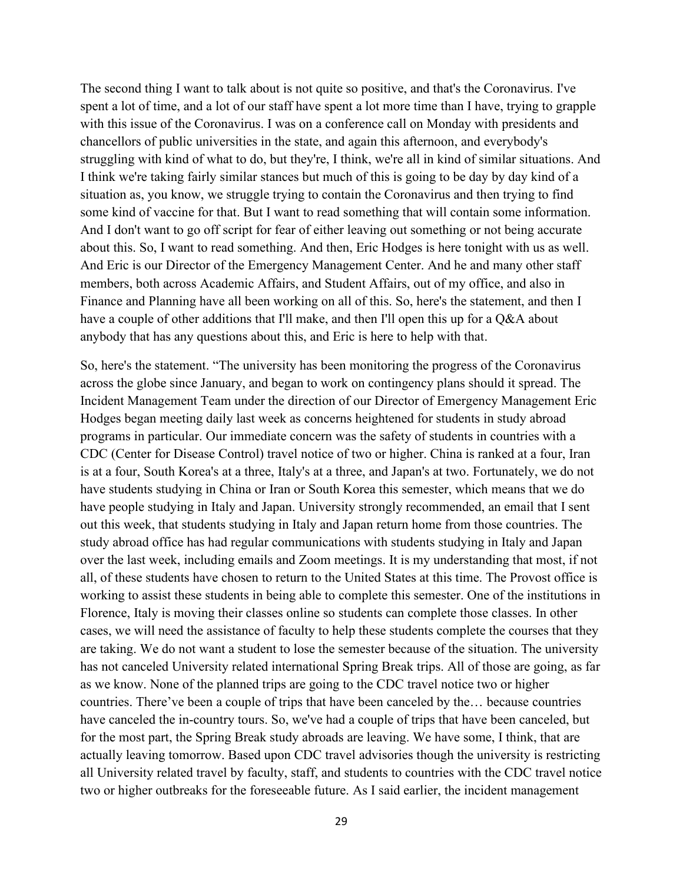The second thing I want to talk about is not quite so positive, and that's the Coronavirus. I've spent a lot of time, and a lot of our staff have spent a lot more time than I have, trying to grapple with this issue of the Coronavirus. I was on a conference call on Monday with presidents and chancellors of public universities in the state, and again this afternoon, and everybody's struggling with kind of what to do, but they're, I think, we're all in kind of similar situations. And I think we're taking fairly similar stances but much of this is going to be day by day kind of a situation as, you know, we struggle trying to contain the Coronavirus and then trying to find some kind of vaccine for that. But I want to read something that will contain some information. And I don't want to go off script for fear of either leaving out something or not being accurate about this. So, I want to read something. And then, Eric Hodges is here tonight with us as well. And Eric is our Director of the Emergency Management Center. And he and many other staff members, both across Academic Affairs, and Student Affairs, out of my office, and also in Finance and Planning have all been working on all of this. So, here's the statement, and then I have a couple of other additions that I'll make, and then I'll open this up for a Q&A about anybody that has any questions about this, and Eric is here to help with that.

So, here's the statement. "The university has been monitoring the progress of the Coronavirus across the globe since January, and began to work on contingency plans should it spread. The Incident Management Team under the direction of our Director of Emergency Management Eric Hodges began meeting daily last week as concerns heightened for students in study abroad programs in particular. Our immediate concern was the safety of students in countries with a CDC (Center for Disease Control) travel notice of two or higher. China is ranked at a four, Iran is at a four, South Korea's at a three, Italy's at a three, and Japan's at two. Fortunately, we do not have students studying in China or Iran or South Korea this semester, which means that we do have people studying in Italy and Japan. University strongly recommended, an email that I sent out this week, that students studying in Italy and Japan return home from those countries. The study abroad office has had regular communications with students studying in Italy and Japan over the last week, including emails and Zoom meetings. It is my understanding that most, if not all, of these students have chosen to return to the United States at this time. The Provost office is working to assist these students in being able to complete this semester. One of the institutions in Florence, Italy is moving their classes online so students can complete those classes. In other cases, we will need the assistance of faculty to help these students complete the courses that they are taking. We do not want a student to lose the semester because of the situation. The university has not canceled University related international Spring Break trips. All of those are going, as far as we know. None of the planned trips are going to the CDC travel notice two or higher countries. There've been a couple of trips that have been canceled by the… because countries have canceled the in-country tours. So, we've had a couple of trips that have been canceled, but for the most part, the Spring Break study abroads are leaving. We have some, I think, that are actually leaving tomorrow. Based upon CDC travel advisories though the university is restricting all University related travel by faculty, staff, and students to countries with the CDC travel notice two or higher outbreaks for the foreseeable future. As I said earlier, the incident management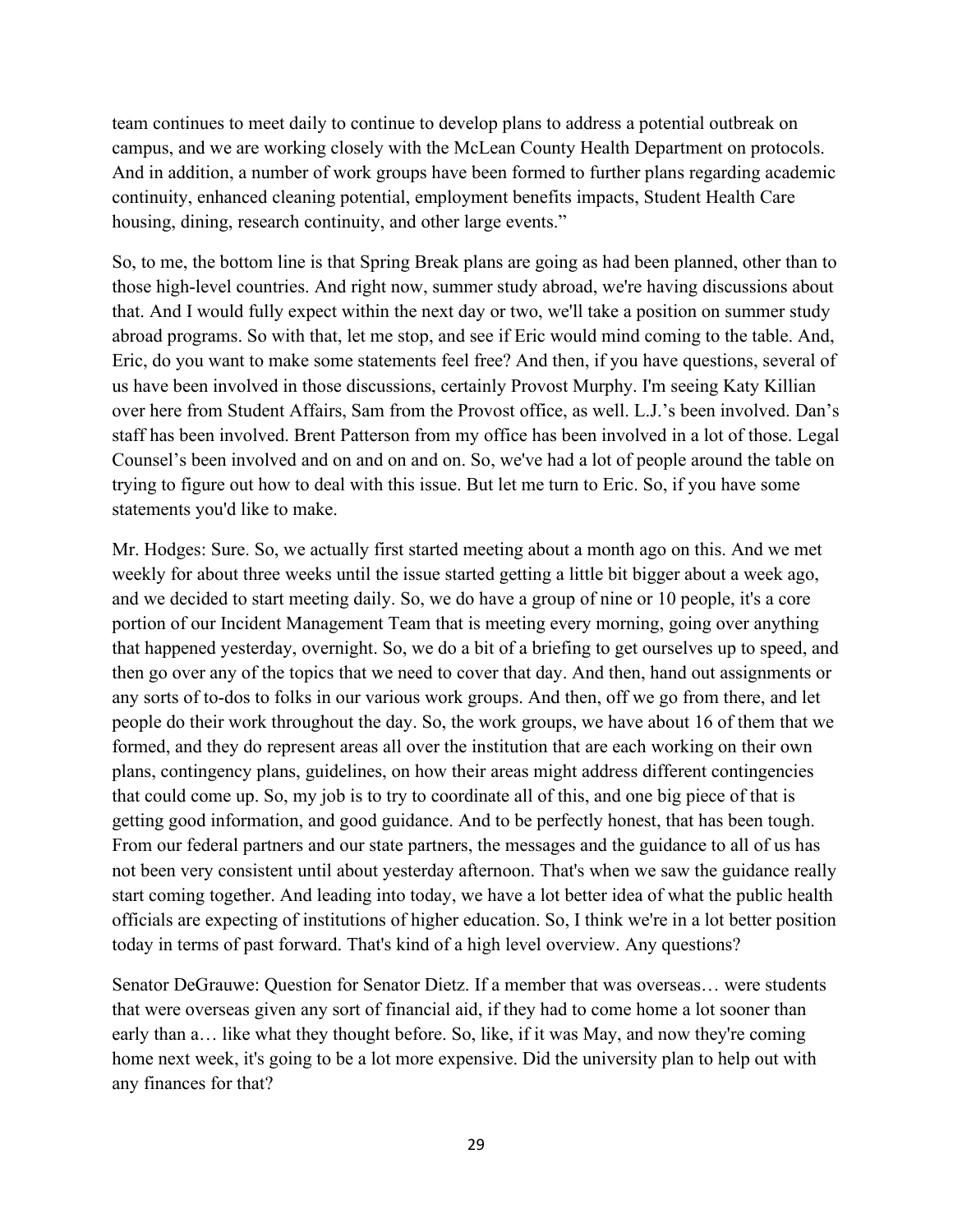team continues to meet daily to continue to develop plans to address a potential outbreak on campus, and we are working closely with the McLean County Health Department on protocols. And in addition, a number of work groups have been formed to further plans regarding academic continuity, enhanced cleaning potential, employment benefits impacts, Student Health Care housing, dining, research continuity, and other large events."

So, to me, the bottom line is that Spring Break plans are going as had been planned, other than to those high-level countries. And right now, summer study abroad, we're having discussions about that. And I would fully expect within the next day or two, we'll take a position on summer study abroad programs. So with that, let me stop, and see if Eric would mind coming to the table. And, Eric, do you want to make some statements feel free? And then, if you have questions, several of us have been involved in those discussions, certainly Provost Murphy. I'm seeing Katy Killian over here from Student Affairs, Sam from the Provost office, as well. L.J.'s been involved. Dan's staff has been involved. Brent Patterson from my office has been involved in a lot of those. Legal Counsel's been involved and on and on and on. So, we've had a lot of people around the table on trying to figure out how to deal with this issue. But let me turn to Eric. So, if you have some statements you'd like to make.

Mr. Hodges: Sure. So, we actually first started meeting about a month ago on this. And we met weekly for about three weeks until the issue started getting a little bit bigger about a week ago, and we decided to start meeting daily. So, we do have a group of nine or 10 people, it's a core portion of our Incident Management Team that is meeting every morning, going over anything that happened yesterday, overnight. So, we do a bit of a briefing to get ourselves up to speed, and then go over any of the topics that we need to cover that day. And then, hand out assignments or any sorts of to-dos to folks in our various work groups. And then, off we go from there, and let people do their work throughout the day. So, the work groups, we have about 16 of them that we formed, and they do represent areas all over the institution that are each working on their own plans, contingency plans, guidelines, on how their areas might address different contingencies that could come up. So, my job is to try to coordinate all of this, and one big piece of that is getting good information, and good guidance. And to be perfectly honest, that has been tough. From our federal partners and our state partners, the messages and the guidance to all of us has not been very consistent until about yesterday afternoon. That's when we saw the guidance really start coming together. And leading into today, we have a lot better idea of what the public health officials are expecting of institutions of higher education. So, I think we're in a lot better position today in terms of past forward. That's kind of a high level overview. Any questions?

Senator DeGrauwe: Question for Senator Dietz. If a member that was overseas… were students that were overseas given any sort of financial aid, if they had to come home a lot sooner than early than a… like what they thought before. So, like, if it was May, and now they're coming home next week, it's going to be a lot more expensive. Did the university plan to help out with any finances for that?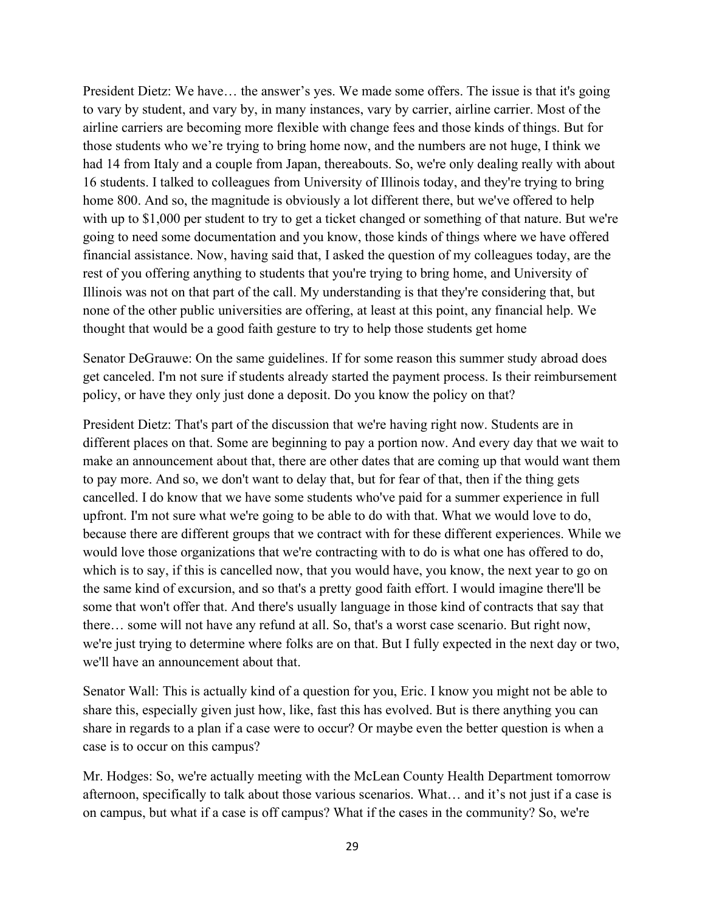President Dietz: We have… the answer's yes. We made some offers. The issue is that it's going to vary by student, and vary by, in many instances, vary by carrier, airline carrier. Most of the airline carriers are becoming more flexible with change fees and those kinds of things. But for those students who we're trying to bring home now, and the numbers are not huge, I think we had 14 from Italy and a couple from Japan, thereabouts. So, we're only dealing really with about 16 students. I talked to colleagues from University of Illinois today, and they're trying to bring home 800. And so, the magnitude is obviously a lot different there, but we've offered to help with up to $1,000 per student to try to get a ticket changed or something of that nature. But we're going to need some documentation and you know, those kinds of things where we have offered financial assistance. Now, having said that, I asked the question of my colleagues today, are the rest of you offering anything to students that you're trying to bring home, and University of Illinois was not on that part of the call. My understanding is that they're considering that, but none of the other public universities are offering, at least at this point, any financial help. We thought that would be a good faith gesture to try to help those students get home

Senator DeGrauwe: On the same guidelines. If for some reason this summer study abroad does get canceled. I'm not sure if students already started the payment process. Is their reimbursement policy, or have they only just done a deposit. Do you know the policy on that?

President Dietz: That's part of the discussion that we're having right now. Students are in different places on that. Some are beginning to pay a portion now. And every day that we wait to make an announcement about that, there are other dates that are coming up that would want them to pay more. And so, we don't want to delay that, but for fear of that, then if the thing gets cancelled. I do know that we have some students who've paid for a summer experience in full upfront. I'm not sure what we're going to be able to do with that. What we would love to do, because there are different groups that we contract with for these different experiences. While we would love those organizations that we're contracting with to do is what one has offered to do, which is to say, if this is cancelled now, that you would have, you know, the next year to go on the same kind of excursion, and so that's a pretty good faith effort. I would imagine there'll be some that won't offer that. And there's usually language in those kind of contracts that say that there… some will not have any refund at all. So, that's a worst case scenario. But right now, we're just trying to determine where folks are on that. But I fully expected in the next day or two, we'll have an announcement about that.

Senator Wall: This is actually kind of a question for you, Eric. I know you might not be able to share this, especially given just how, like, fast this has evolved. But is there anything you can share in regards to a plan if a case were to occur? Or maybe even the better question is when a case is to occur on this campus?

Mr. Hodges: So, we're actually meeting with the McLean County Health Department tomorrow afternoon, specifically to talk about those various scenarios. What… and it's not just if a case is on campus, but what if a case is off campus? What if the cases in the community? So, we're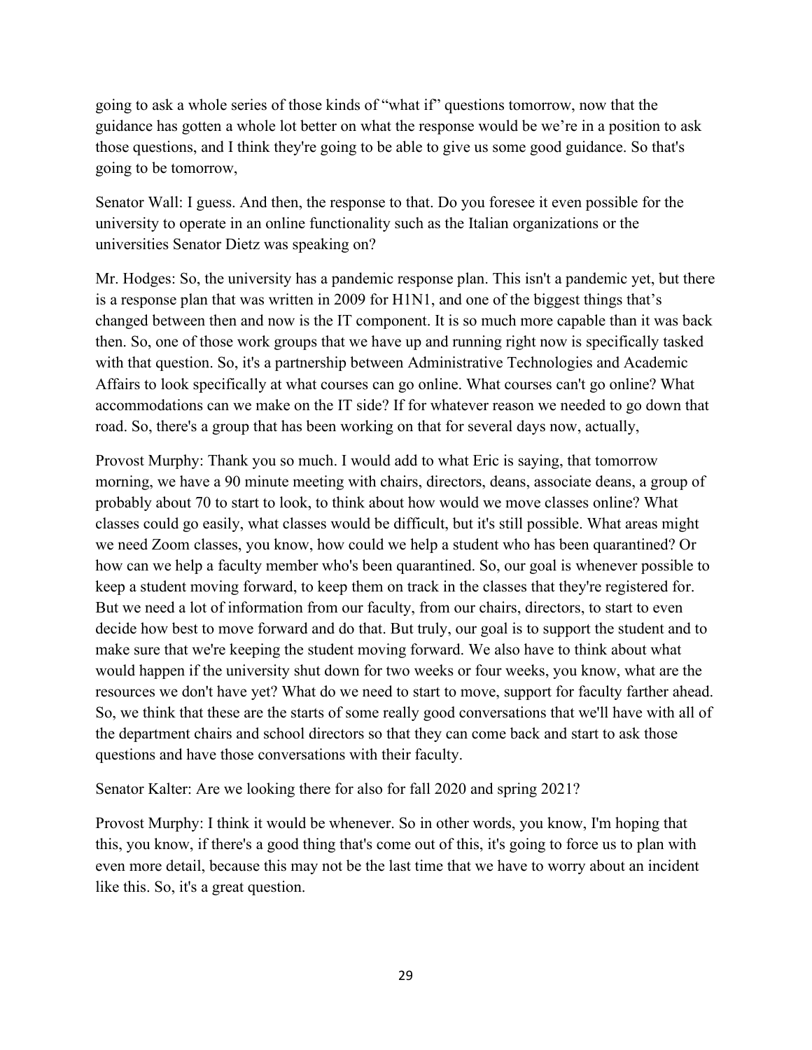going to ask a whole series of those kinds of "what if" questions tomorrow, now that the guidance has gotten a whole lot better on what the response would be we're in a position to ask those questions, and I think they're going to be able to give us some good guidance. So that's going to be tomorrow,

Senator Wall: I guess. And then, the response to that. Do you foresee it even possible for the university to operate in an online functionality such as the Italian organizations or the universities Senator Dietz was speaking on?

Mr. Hodges: So, the university has a pandemic response plan. This isn't a pandemic yet, but there is a response plan that was written in 2009 for H1N1, and one of the biggest things that's changed between then and now is the IT component. It is so much more capable than it was back then. So, one of those work groups that we have up and running right now is specifically tasked with that question. So, it's a partnership between Administrative Technologies and Academic Affairs to look specifically at what courses can go online. What courses can't go online? What accommodations can we make on the IT side? If for whatever reason we needed to go down that road. So, there's a group that has been working on that for several days now, actually,

Provost Murphy: Thank you so much. I would add to what Eric is saying, that tomorrow morning, we have a 90 minute meeting with chairs, directors, deans, associate deans, a group of probably about 70 to start to look, to think about how would we move classes online? What classes could go easily, what classes would be difficult, but it's still possible. What areas might we need Zoom classes, you know, how could we help a student who has been quarantined? Or how can we help a faculty member who's been quarantined. So, our goal is whenever possible to keep a student moving forward, to keep them on track in the classes that they're registered for. But we need a lot of information from our faculty, from our chairs, directors, to start to even decide how best to move forward and do that. But truly, our goal is to support the student and to make sure that we're keeping the student moving forward. We also have to think about what would happen if the university shut down for two weeks or four weeks, you know, what are the resources we don't have yet? What do we need to start to move, support for faculty farther ahead. So, we think that these are the starts of some really good conversations that we'll have with all of the department chairs and school directors so that they can come back and start to ask those questions and have those conversations with their faculty.

Senator Kalter: Are we looking there for also for fall 2020 and spring 2021?

Provost Murphy: I think it would be whenever. So in other words, you know, I'm hoping that this, you know, if there's a good thing that's come out of this, it's going to force us to plan with even more detail, because this may not be the last time that we have to worry about an incident like this. So, it's a great question.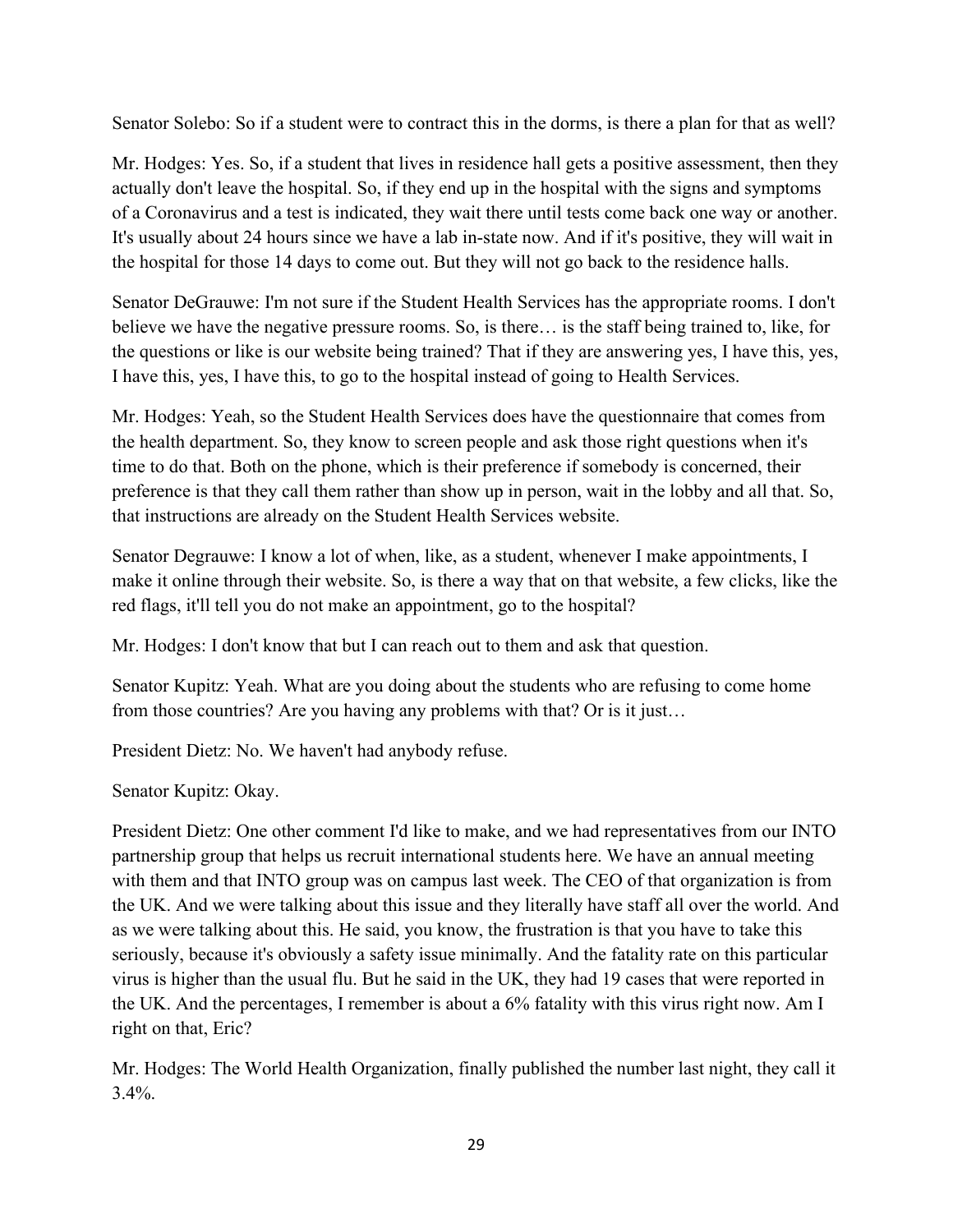Senator Solebo: So if a student were to contract this in the dorms, is there a plan for that as well?

Mr. Hodges: Yes. So, if a student that lives in residence hall gets a positive assessment, then they actually don't leave the hospital. So, if they end up in the hospital with the signs and symptoms of a Coronavirus and a test is indicated, they wait there until tests come back one way or another. It's usually about 24 hours since we have a lab in-state now. And if it's positive, they will wait in the hospital for those 14 days to come out. But they will not go back to the residence halls.

Senator DeGrauwe: I'm not sure if the Student Health Services has the appropriate rooms. I don't believe we have the negative pressure rooms. So, is there… is the staff being trained to, like, for the questions or like is our website being trained? That if they are answering yes, I have this, yes, I have this, yes, I have this, to go to the hospital instead of going to Health Services.

Mr. Hodges: Yeah, so the Student Health Services does have the questionnaire that comes from the health department. So, they know to screen people and ask those right questions when it's time to do that. Both on the phone, which is their preference if somebody is concerned, their preference is that they call them rather than show up in person, wait in the lobby and all that. So, that instructions are already on the Student Health Services website.

Senator Degrauwe: I know a lot of when, like, as a student, whenever I make appointments, I make it online through their website. So, is there a way that on that website, a few clicks, like the red flags, it'll tell you do not make an appointment, go to the hospital?

Mr. Hodges: I don't know that but I can reach out to them and ask that question.

Senator Kupitz: Yeah. What are you doing about the students who are refusing to come home from those countries? Are you having any problems with that? Or is it just…

President Dietz: No. We haven't had anybody refuse.

Senator Kupitz: Okay.

President Dietz: One other comment I'd like to make, and we had representatives from our INTO partnership group that helps us recruit international students here. We have an annual meeting with them and that INTO group was on campus last week. The CEO of that organization is from the UK. And we were talking about this issue and they literally have staff all over the world. And as we were talking about this. He said, you know, the frustration is that you have to take this seriously, because it's obviously a safety issue minimally. And the fatality rate on this particular virus is higher than the usual flu. But he said in the UK, they had 19 cases that were reported in the UK. And the percentages, I remember is about a 6% fatality with this virus right now. Am I right on that, Eric?

Mr. Hodges: The World Health Organization, finally published the number last night, they call it 3.4%.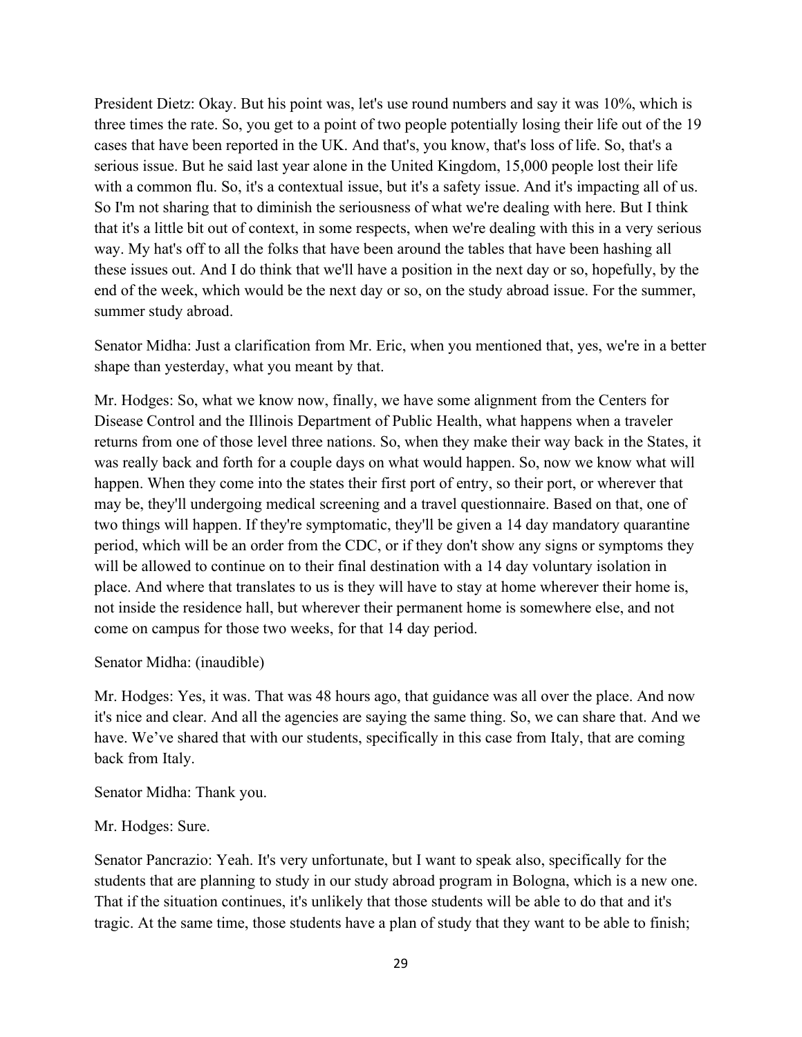President Dietz: Okay. But his point was, let's use round numbers and say it was 10%, which is three times the rate. So, you get to a point of two people potentially losing their life out of the 19 cases that have been reported in the UK. And that's, you know, that's loss of life. So, that's a serious issue. But he said last year alone in the United Kingdom, 15,000 people lost their life with a common flu. So, it's a contextual issue, but it's a safety issue. And it's impacting all of us. So I'm not sharing that to diminish the seriousness of what we're dealing with here. But I think that it's a little bit out of context, in some respects, when we're dealing with this in a very serious way. My hat's off to all the folks that have been around the tables that have been hashing all these issues out. And I do think that we'll have a position in the next day or so, hopefully, by the end of the week, which would be the next day or so, on the study abroad issue. For the summer, summer study abroad.

Senator Midha: Just a clarification from Mr. Eric, when you mentioned that, yes, we're in a better shape than yesterday, what you meant by that.

Mr. Hodges: So, what we know now, finally, we have some alignment from the Centers for Disease Control and the Illinois Department of Public Health, what happens when a traveler returns from one of those level three nations. So, when they make their way back in the States, it was really back and forth for a couple days on what would happen. So, now we know what will happen. When they come into the states their first port of entry, so their port, or wherever that may be, they'll undergoing medical screening and a travel questionnaire. Based on that, one of two things will happen. If they're symptomatic, they'll be given a 14 day mandatory quarantine period, which will be an order from the CDC, or if they don't show any signs or symptoms they will be allowed to continue on to their final destination with a 14 day voluntary isolation in place. And where that translates to us is they will have to stay at home wherever their home is, not inside the residence hall, but wherever their permanent home is somewhere else, and not come on campus for those two weeks, for that 14 day period.

Senator Midha: (inaudible)

Mr. Hodges: Yes, it was. That was 48 hours ago, that guidance was all over the place. And now it's nice and clear. And all the agencies are saying the same thing. So, we can share that. And we have. We've shared that with our students, specifically in this case from Italy, that are coming back from Italy.

Senator Midha: Thank you.

Mr. Hodges: Sure.

Senator Pancrazio: Yeah. It's very unfortunate, but I want to speak also, specifically for the students that are planning to study in our study abroad program in Bologna, which is a new one. That if the situation continues, it's unlikely that those students will be able to do that and it's tragic. At the same time, those students have a plan of study that they want to be able to finish;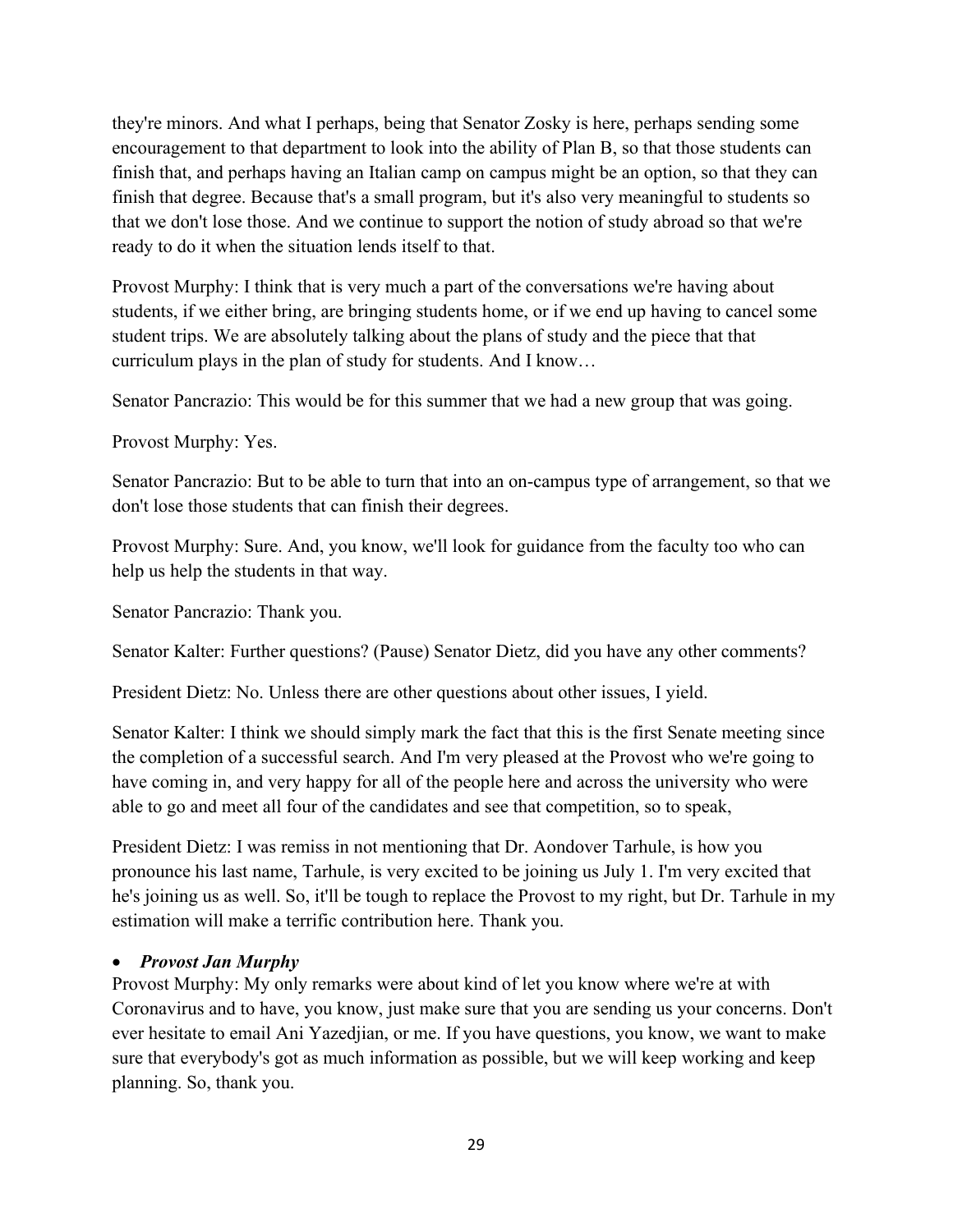they're minors. And what I perhaps, being that Senator Zosky is here, perhaps sending some encouragement to that department to look into the ability of Plan B, so that those students can finish that, and perhaps having an Italian camp on campus might be an option, so that they can finish that degree. Because that's a small program, but it's also very meaningful to students so that we don't lose those. And we continue to support the notion of study abroad so that we're ready to do it when the situation lends itself to that.

Provost Murphy: I think that is very much a part of the conversations we're having about students, if we either bring, are bringing students home, or if we end up having to cancel some student trips. We are absolutely talking about the plans of study and the piece that that curriculum plays in the plan of study for students. And I know…

Senator Pancrazio: This would be for this summer that we had a new group that was going.

Provost Murphy: Yes.

Senator Pancrazio: But to be able to turn that into an on-campus type of arrangement, so that we don't lose those students that can finish their degrees.

Provost Murphy: Sure. And, you know, we'll look for guidance from the faculty too who can help us help the students in that way.

Senator Pancrazio: Thank you.

Senator Kalter: Further questions? (Pause) Senator Dietz, did you have any other comments?

President Dietz: No. Unless there are other questions about other issues, I yield.

Senator Kalter: I think we should simply mark the fact that this is the first Senate meeting since the completion of a successful search. And I'm very pleased at the Provost who we're going to have coming in, and very happy for all of the people here and across the university who were able to go and meet all four of the candidates and see that competition, so to speak,

President Dietz: I was remiss in not mentioning that Dr. Aondover Tarhule, is how you pronounce his last name, Tarhule, is very excited to be joining us July 1. I'm very excited that he's joining us as well. So, it'll be tough to replace the Provost to my right, but Dr. Tarhule in my estimation will make a terrific contribution here. Thank you.

- ***Provost Jan Murphy***

Provost Murphy: My only remarks were about kind of let you know where we're at with Coronavirus and to have, you know, just make sure that you are sending us your concerns. Don't ever hesitate to email Ani Yazedjian, or me. If you have questions, you know, we want to make sure that everybody's got as much information as possible, but we will keep working and keep planning. So, thank you.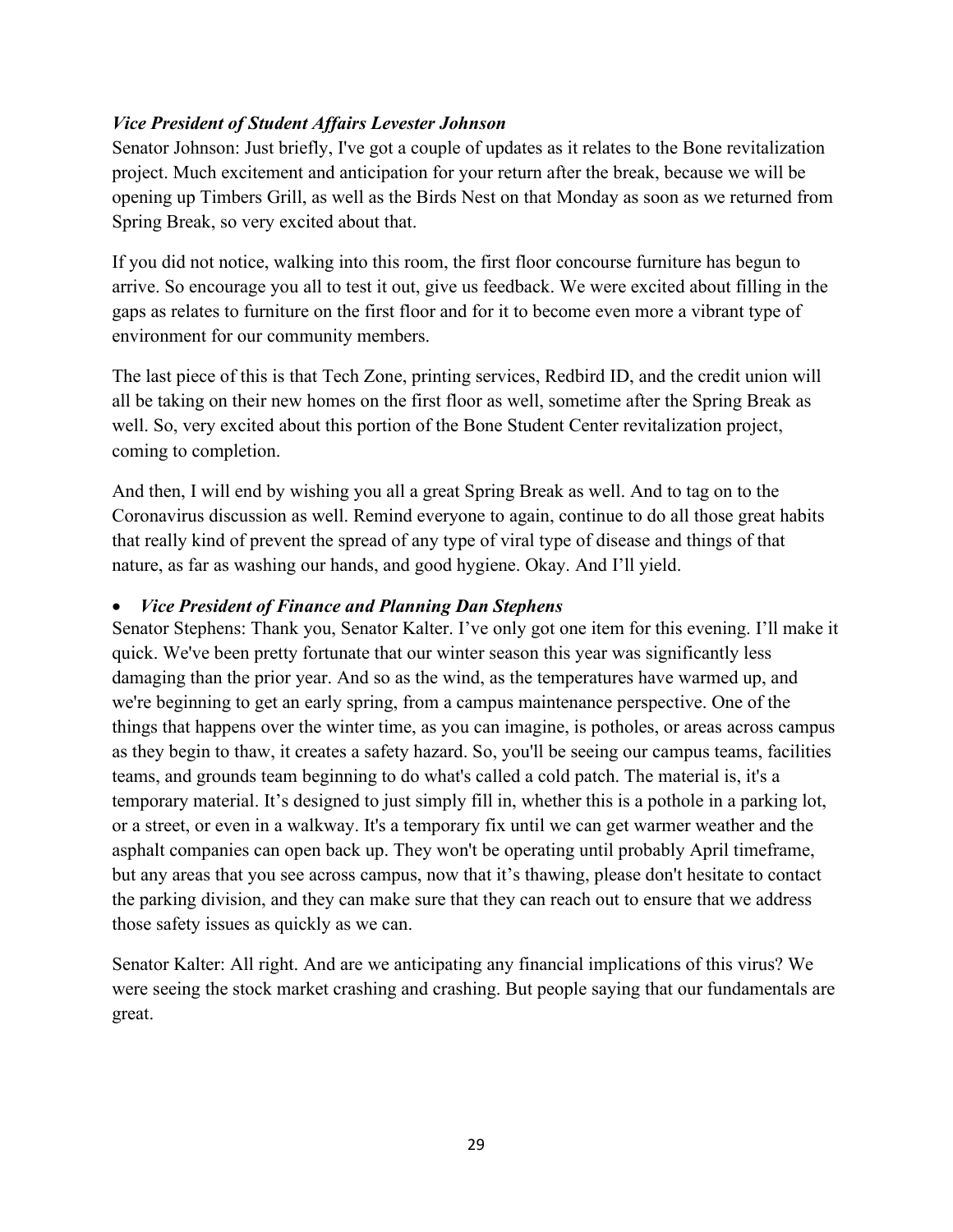*Vice President of Student Affairs Levester Johnson*

Senator Johnson: Just briefly, I've got a couple of updates as it relates to the Bone revitalization project. Much excitement and anticipation for your return after the break, because we will be opening up Timbers Grill, as well as the Birds Nest on that Monday as soon as we returned from Spring Break, so very excited about that.

If you did not notice, walking into this room, the first floor concourse furniture has begun to arrive. So encourage you all to test it out, give us feedback. We were excited about filling in the gaps as relates to furniture on the first floor and for it to become even more a vibrant type of environment for our community members.

The last piece of this is that Tech Zone, printing services, Redbird ID, and the credit union will all be taking on their new homes on the first floor as well, sometime after the Spring Break as well. So, very excited about this portion of the Bone Student Center revitalization project, coming to completion.

And then, I will end by wishing you all a great Spring Break as well. And to tag on to the Coronavirus discussion as well. Remind everyone to again, continue to do all those great habits that really kind of prevent the spread of any type of viral type of disease and things of that nature, as far as washing our hands, and good hygiene. Okay. And I'll yield.

- ***Vice President of Finance and Planning Dan Stephens***

Senator Stephens: Thank you, Senator Kalter. I've only got one item for this evening. I'll make it quick. We've been pretty fortunate that our winter season this year was significantly less damaging than the prior year. And so as the wind, as the temperatures have warmed up, and we're beginning to get an early spring, from a campus maintenance perspective. One of the things that happens over the winter time, as you can imagine, is potholes, or areas across campus as they begin to thaw, it creates a safety hazard. So, you'll be seeing our campus teams, facilities teams, and grounds team beginning to do what's called a cold patch. The material is, it's a temporary material. It's designed to just simply fill in, whether this is a pothole in a parking lot, or a street, or even in a walkway. It's a temporary fix until we can get warmer weather and the asphalt companies can open back up. They won't be operating until probably April timeframe, but any areas that you see across campus, now that it's thawing, please don't hesitate to contact the parking division, and they can make sure that they can reach out to ensure that we address those safety issues as quickly as we can.

Senator Kalter: All right. And are we anticipating any financial implications of this virus? We were seeing the stock market crashing and crashing. But people saying that our fundamentals are great.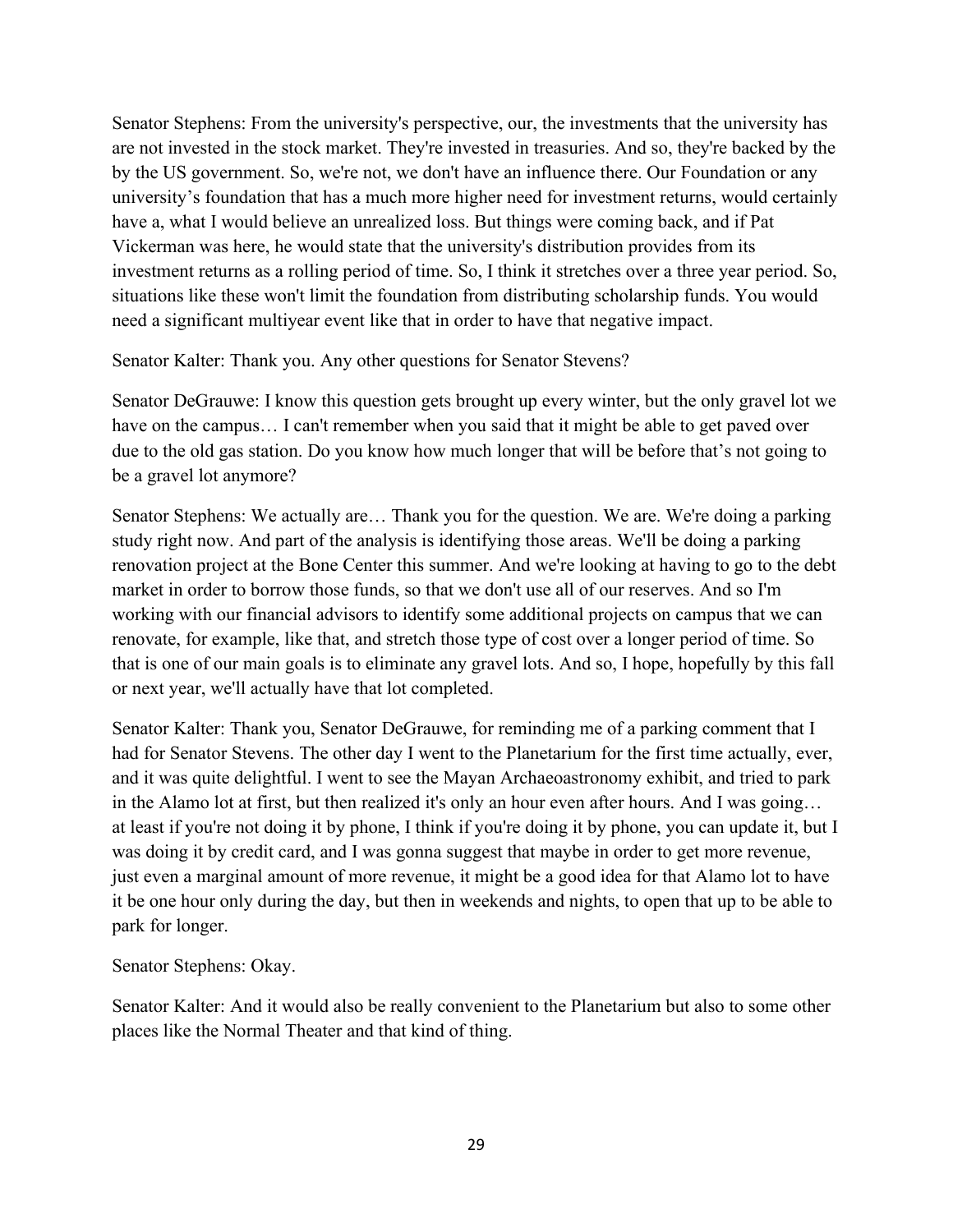Senator Stephens: From the university's perspective, our, the investments that the university has are not invested in the stock market. They're invested in treasuries. And so, they're backed by the by the US government. So, we're not, we don't have an influence there. Our Foundation or any university's foundation that has a much more higher need for investment returns, would certainly have a, what I would believe an unrealized loss. But things were coming back, and if Pat Vickerman was here, he would state that the university's distribution provides from its investment returns as a rolling period of time. So, I think it stretches over a three year period. So, situations like these won't limit the foundation from distributing scholarship funds. You would need a significant multiyear event like that in order to have that negative impact.

Senator Kalter: Thank you. Any other questions for Senator Stevens?

Senator DeGrauwe: I know this question gets brought up every winter, but the only gravel lot we have on the campus… I can't remember when you said that it might be able to get paved over due to the old gas station. Do you know how much longer that will be before that's not going to be a gravel lot anymore?

Senator Stephens: We actually are… Thank you for the question. We are. We're doing a parking study right now. And part of the analysis is identifying those areas. We'll be doing a parking renovation project at the Bone Center this summer. And we're looking at having to go to the debt market in order to borrow those funds, so that we don't use all of our reserves. And so I'm working with our financial advisors to identify some additional projects on campus that we can renovate, for example, like that, and stretch those type of cost over a longer period of time. So that is one of our main goals is to eliminate any gravel lots. And so, I hope, hopefully by this fall or next year, we'll actually have that lot completed.

Senator Kalter: Thank you, Senator DeGrauwe, for reminding me of a parking comment that I had for Senator Stevens. The other day I went to the Planetarium for the first time actually, ever, and it was quite delightful. I went to see the Mayan Archaeoastronomy exhibit, and tried to park in the Alamo lot at first, but then realized it's only an hour even after hours. And I was going… at least if you're not doing it by phone, I think if you're doing it by phone, you can update it, but I was doing it by credit card, and I was gonna suggest that maybe in order to get more revenue, just even a marginal amount of more revenue, it might be a good idea for that Alamo lot to have it be one hour only during the day, but then in weekends and nights, to open that up to be able to park for longer.

Senator Stephens: Okay.

Senator Kalter: And it would also be really convenient to the Planetarium but also to some other places like the Normal Theater and that kind of thing.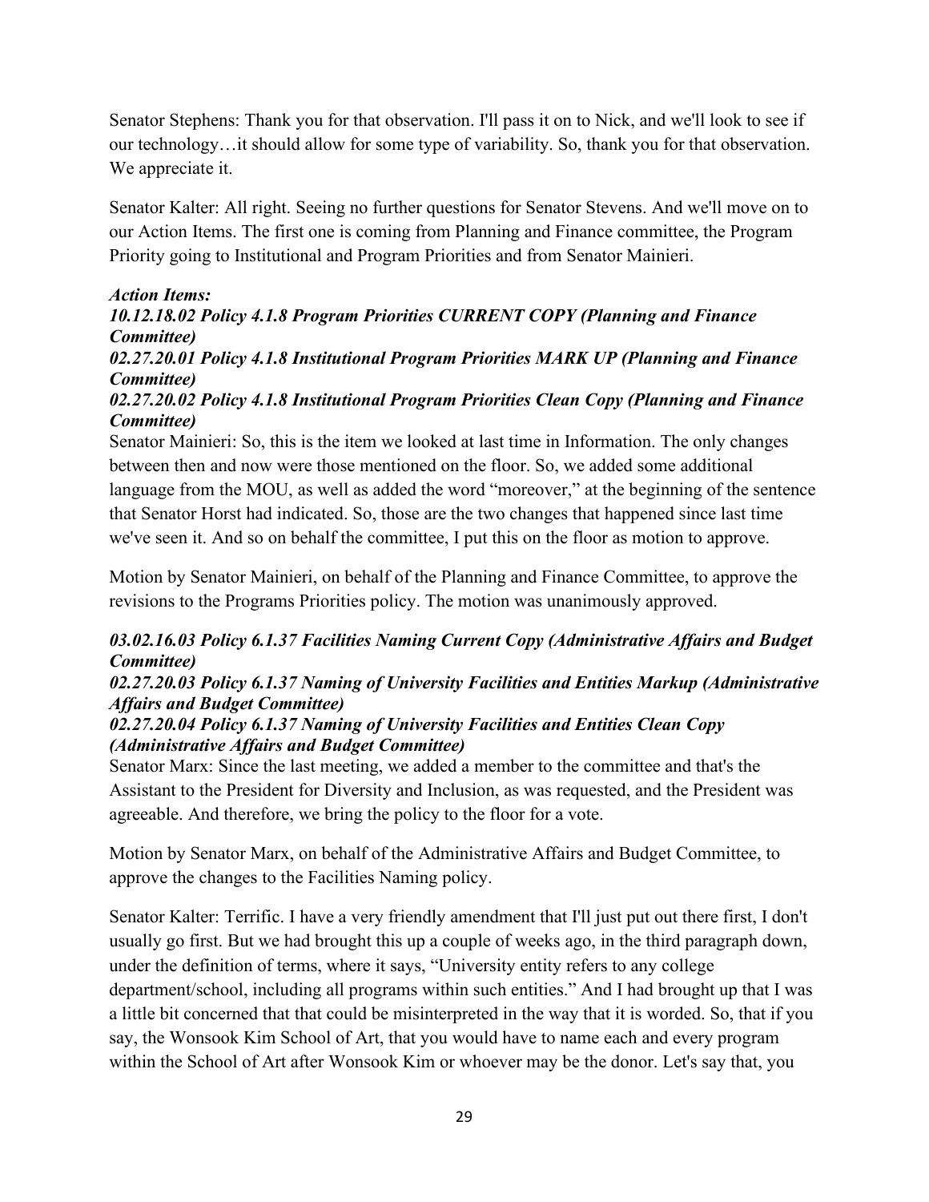Senator Stephens: Thank you for that observation. I'll pass it on to Nick, and we'll look to see if our technology…it should allow for some type of variability. So, thank you for that observation. We appreciate it.

Senator Kalter: All right. Seeing no further questions for Senator Stevens. And we'll move on to our Action Items. The first one is coming from Planning and Finance committee, the Program Priority going to Institutional and Program Priorities and from Senator Mainieri.

***Action Items:***
***10.12.18.02 Policy 4.1.8 Program Priorities CURRENT COPY (Planning and Finance Committee)***
***02.27.20.01 Policy 4.1.8 Institutional Program Priorities MARK UP (Planning and Finance Committee)***
***02.27.20.02 Policy 4.1.8 Institutional Program Priorities Clean Copy (Planning and Finance Committee)***

Senator Mainieri: So, this is the item we looked at last time in Information. The only changes between then and now were those mentioned on the floor. So, we added some additional language from the MOU, as well as added the word "moreover," at the beginning of the sentence that Senator Horst had indicated. So, those are the two changes that happened since last time we've seen it. And so on behalf the committee, I put this on the floor as motion to approve.

Motion by Senator Mainieri, on behalf of the Planning and Finance Committee, to approve the revisions to the Programs Priorities policy. The motion was unanimously approved.

***03.02.16.03 Policy 6.1.37 Facilities Naming Current Copy (Administrative Affairs and Budget Committee)***
***02.27.20.03 Policy 6.1.37 Naming of University Facilities and Entities Markup (Administrative Affairs and Budget Committee)***
***02.27.20.04 Policy 6.1.37 Naming of University Facilities and Entities Clean Copy (Administrative Affairs and Budget Committee)***

Senator Marx: Since the last meeting, we added a member to the committee and that's the Assistant to the President for Diversity and Inclusion, as was requested, and the President was agreeable. And therefore, we bring the policy to the floor for a vote.

Motion by Senator Marx, on behalf of the Administrative Affairs and Budget Committee, to approve the changes to the Facilities Naming policy.

Senator Kalter: Terrific. I have a very friendly amendment that I'll just put out there first, I don't usually go first. But we had brought this up a couple of weeks ago, in the third paragraph down, under the definition of terms, where it says, "University entity refers to any college department/school, including all programs within such entities." And I had brought up that I was a little bit concerned that that could be misinterpreted in the way that it is worded. So, that if you say, the Wonsook Kim School of Art, that you would have to name each and every program within the School of Art after Wonsook Kim or whoever may be the donor. Let's say that, you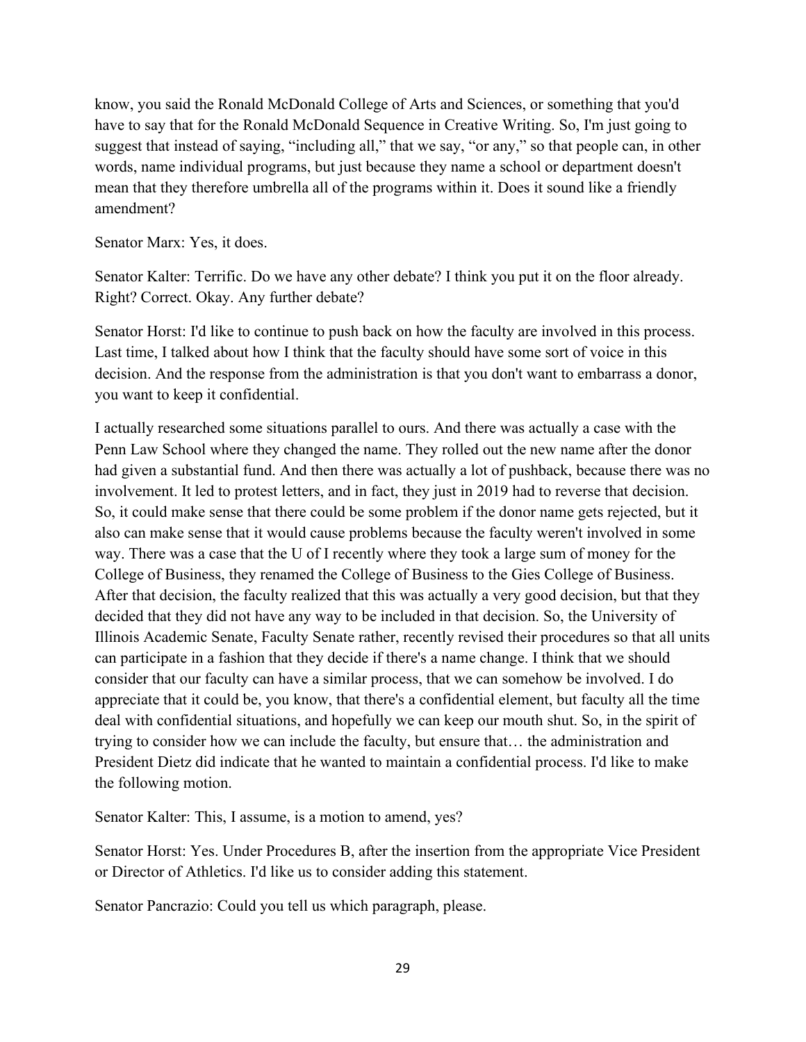know, you said the Ronald McDonald College of Arts and Sciences, or something that you'd have to say that for the Ronald McDonald Sequence in Creative Writing. So, I'm just going to suggest that instead of saying, "including all," that we say, "or any," so that people can, in other words, name individual programs, but just because they name a school or department doesn't mean that they therefore umbrella all of the programs within it. Does it sound like a friendly amendment?

Senator Marx: Yes, it does.

Senator Kalter: Terrific. Do we have any other debate? I think you put it on the floor already. Right? Correct. Okay. Any further debate?

Senator Horst: I'd like to continue to push back on how the faculty are involved in this process. Last time, I talked about how I think that the faculty should have some sort of voice in this decision. And the response from the administration is that you don't want to embarrass a donor, you want to keep it confidential.

I actually researched some situations parallel to ours. And there was actually a case with the Penn Law School where they changed the name. They rolled out the new name after the donor had given a substantial fund. And then there was actually a lot of pushback, because there was no involvement. It led to protest letters, and in fact, they just in 2019 had to reverse that decision. So, it could make sense that there could be some problem if the donor name gets rejected, but it also can make sense that it would cause problems because the faculty weren't involved in some way. There was a case that the U of I recently where they took a large sum of money for the College of Business, they renamed the College of Business to the Gies College of Business. After that decision, the faculty realized that this was actually a very good decision, but that they decided that they did not have any way to be included in that decision. So, the University of Illinois Academic Senate, Faculty Senate rather, recently revised their procedures so that all units can participate in a fashion that they decide if there's a name change. I think that we should consider that our faculty can have a similar process, that we can somehow be involved. I do appreciate that it could be, you know, that there's a confidential element, but faculty all the time deal with confidential situations, and hopefully we can keep our mouth shut. So, in the spirit of trying to consider how we can include the faculty, but ensure that… the administration and President Dietz did indicate that he wanted to maintain a confidential process. I'd like to make the following motion.

Senator Kalter: This, I assume, is a motion to amend, yes?

Senator Horst: Yes. Under Procedures B, after the insertion from the appropriate Vice President or Director of Athletics. I'd like us to consider adding this statement.

Senator Pancrazio: Could you tell us which paragraph, please.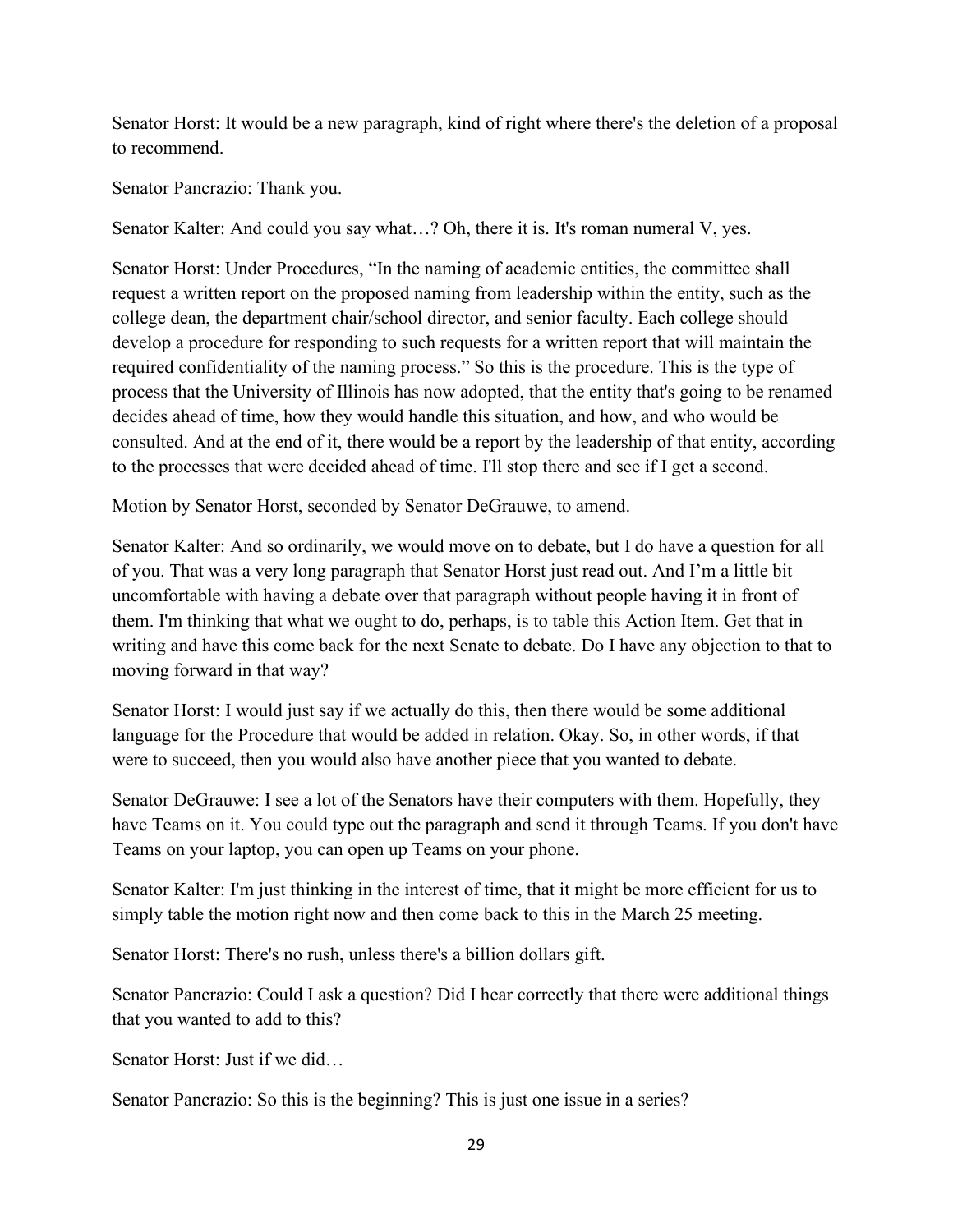Senator Horst: It would be a new paragraph, kind of right where there's the deletion of a proposal to recommend.

Senator Pancrazio: Thank you.

Senator Kalter: And could you say what…? Oh, there it is. It's roman numeral V, yes.

Senator Horst: Under Procedures, "In the naming of academic entities, the committee shall request a written report on the proposed naming from leadership within the entity, such as the college dean, the department chair/school director, and senior faculty. Each college should develop a procedure for responding to such requests for a written report that will maintain the required confidentiality of the naming process." So this is the procedure. This is the type of process that the University of Illinois has now adopted, that the entity that's going to be renamed decides ahead of time, how they would handle this situation, and how, and who would be consulted. And at the end of it, there would be a report by the leadership of that entity, according to the processes that were decided ahead of time. I'll stop there and see if I get a second.

Motion by Senator Horst, seconded by Senator DeGrauwe, to amend.

Senator Kalter: And so ordinarily, we would move on to debate, but I do have a question for all of you. That was a very long paragraph that Senator Horst just read out. And I'm a little bit uncomfortable with having a debate over that paragraph without people having it in front of them. I'm thinking that what we ought to do, perhaps, is to table this Action Item. Get that in writing and have this come back for the next Senate to debate. Do I have any objection to that to moving forward in that way?

Senator Horst: I would just say if we actually do this, then there would be some additional language for the Procedure that would be added in relation. Okay. So, in other words, if that were to succeed, then you would also have another piece that you wanted to debate.

Senator DeGrauwe: I see a lot of the Senators have their computers with them. Hopefully, they have Teams on it. You could type out the paragraph and send it through Teams. If you don't have Teams on your laptop, you can open up Teams on your phone.

Senator Kalter: I'm just thinking in the interest of time, that it might be more efficient for us to simply table the motion right now and then come back to this in the March 25 meeting.

Senator Horst: There's no rush, unless there's a billion dollars gift.

Senator Pancrazio: Could I ask a question? Did I hear correctly that there were additional things that you wanted to add to this?

Senator Horst: Just if we did…

Senator Pancrazio: So this is the beginning? This is just one issue in a series?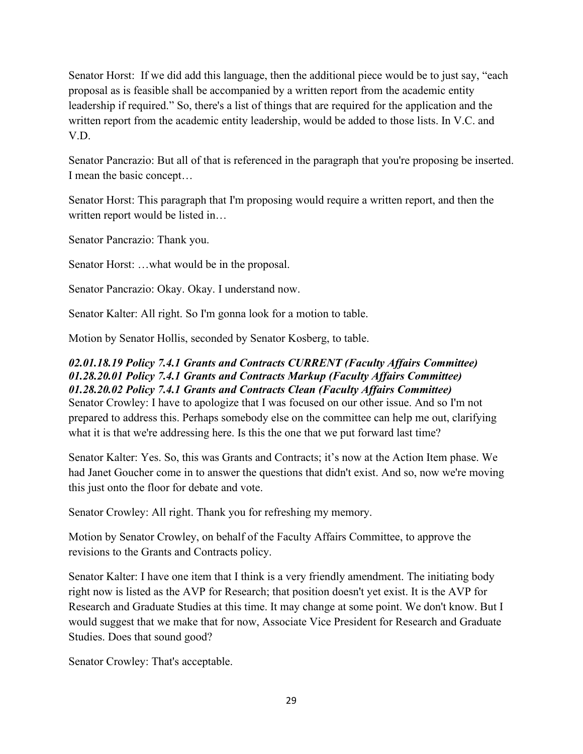Senator Horst: If we did add this language, then the additional piece would be to just say, "each proposal as is feasible shall be accompanied by a written report from the academic entity leadership if required." So, there's a list of things that are required for the application and the written report from the academic entity leadership, would be added to those lists. In V.C. and V.D.

Senator Pancrazio: But all of that is referenced in the paragraph that you're proposing be inserted. I mean the basic concept…

Senator Horst: This paragraph that I'm proposing would require a written report, and then the written report would be listed in…

Senator Pancrazio: Thank you.

Senator Horst: …what would be in the proposal.

Senator Pancrazio: Okay. Okay. I understand now.

Senator Kalter: All right. So I'm gonna look for a motion to table.

Motion by Senator Hollis, seconded by Senator Kosberg, to table.

***02.01.18.19 Policy 7.4.1 Grants and Contracts CURRENT (Faculty Affairs Committee)***
***01.28.20.01 Policy 7.4.1 Grants and Contracts Markup (Faculty Affairs Committee)***
***01.28.20.02 Policy 7.4.1 Grants and Contracts Clean (Faculty Affairs Committee)***

Senator Crowley: I have to apologize that I was focused on our other issue. And so I'm not prepared to address this. Perhaps somebody else on the committee can help me out, clarifying what it is that we're addressing here. Is this the one that we put forward last time?

Senator Kalter: Yes. So, this was Grants and Contracts; it's now at the Action Item phase. We had Janet Goucher come in to answer the questions that didn't exist. And so, now we're moving this just onto the floor for debate and vote.

Senator Crowley: All right. Thank you for refreshing my memory.

Motion by Senator Crowley, on behalf of the Faculty Affairs Committee, to approve the revisions to the Grants and Contracts policy.

Senator Kalter: I have one item that I think is a very friendly amendment. The initiating body right now is listed as the AVP for Research; that position doesn't yet exist. It is the AVP for Research and Graduate Studies at this time. It may change at some point. We don't know. But I would suggest that we make that for now, Associate Vice President for Research and Graduate Studies. Does that sound good?

Senator Crowley: That's acceptable.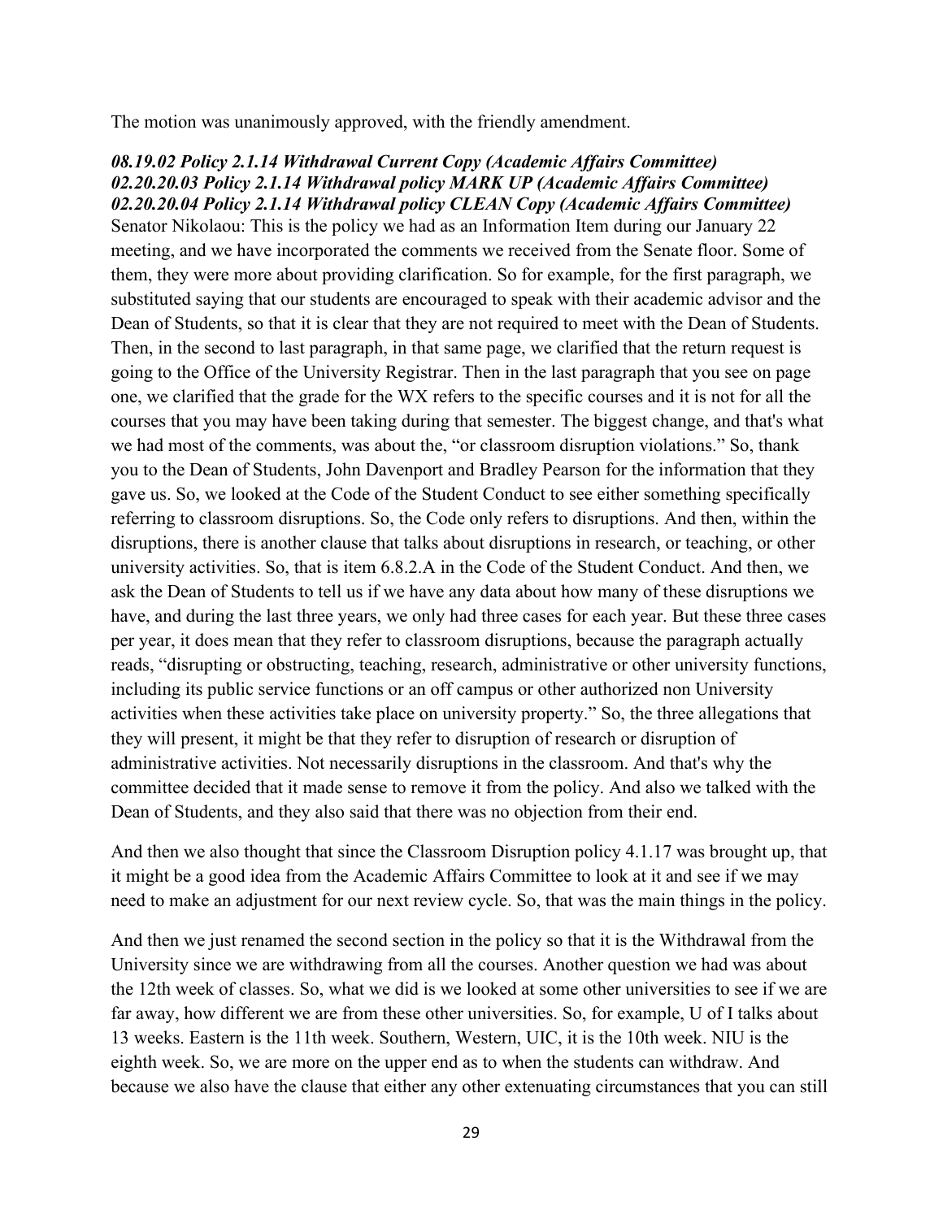The motion was unanimously approved, with the friendly amendment.

***08.19.02 Policy 2.1.14 Withdrawal Current Copy (Academic Affairs Committee)***
***02.20.20.03 Policy 2.1.14 Withdrawal policy MARK UP (Academic Affairs Committee)***
***02.20.20.04 Policy 2.1.14 Withdrawal policy CLEAN Copy (Academic Affairs Committee)***

Senator Nikolaou: This is the policy we had as an Information Item during our January 22 meeting, and we have incorporated the comments we received from the Senate floor. Some of them, they were more about providing clarification. So for example, for the first paragraph, we substituted saying that our students are encouraged to speak with their academic advisor and the Dean of Students, so that it is clear that they are not required to meet with the Dean of Students. Then, in the second to last paragraph, in that same page, we clarified that the return request is going to the Office of the University Registrar. Then in the last paragraph that you see on page one, we clarified that the grade for the WX refers to the specific courses and it is not for all the courses that you may have been taking during that semester. The biggest change, and that's what we had most of the comments, was about the, "or classroom disruption violations." So, thank you to the Dean of Students, John Davenport and Bradley Pearson for the information that they gave us. So, we looked at the Code of the Student Conduct to see either something specifically referring to classroom disruptions. So, the Code only refers to disruptions. And then, within the disruptions, there is another clause that talks about disruptions in research, or teaching, or other university activities. So, that is item 6.8.2.A in the Code of the Student Conduct. And then, we ask the Dean of Students to tell us if we have any data about how many of these disruptions we have, and during the last three years, we only had three cases for each year. But these three cases per year, it does mean that they refer to classroom disruptions, because the paragraph actually reads, "disrupting or obstructing, teaching, research, administrative or other university functions, including its public service functions or an off campus or other authorized non University activities when these activities take place on university property." So, the three allegations that they will present, it might be that they refer to disruption of research or disruption of administrative activities. Not necessarily disruptions in the classroom. And that's why the committee decided that it made sense to remove it from the policy. And also we talked with the Dean of Students, and they also said that there was no objection from their end.

And then we also thought that since the Classroom Disruption policy 4.1.17 was brought up, that it might be a good idea from the Academic Affairs Committee to look at it and see if we may need to make an adjustment for our next review cycle. So, that was the main things in the policy.

And then we just renamed the second section in the policy so that it is the Withdrawal from the University since we are withdrawing from all the courses. Another question we had was about the 12th week of classes. So, what we did is we looked at some other universities to see if we are far away, how different we are from these other universities. So, for example, U of I talks about 13 weeks. Eastern is the 11th week. Southern, Western, UIC, it is the 10th week. NIU is the eighth week. So, we are more on the upper end as to when the students can withdraw. And because we also have the clause that either any other extenuating circumstances that you can still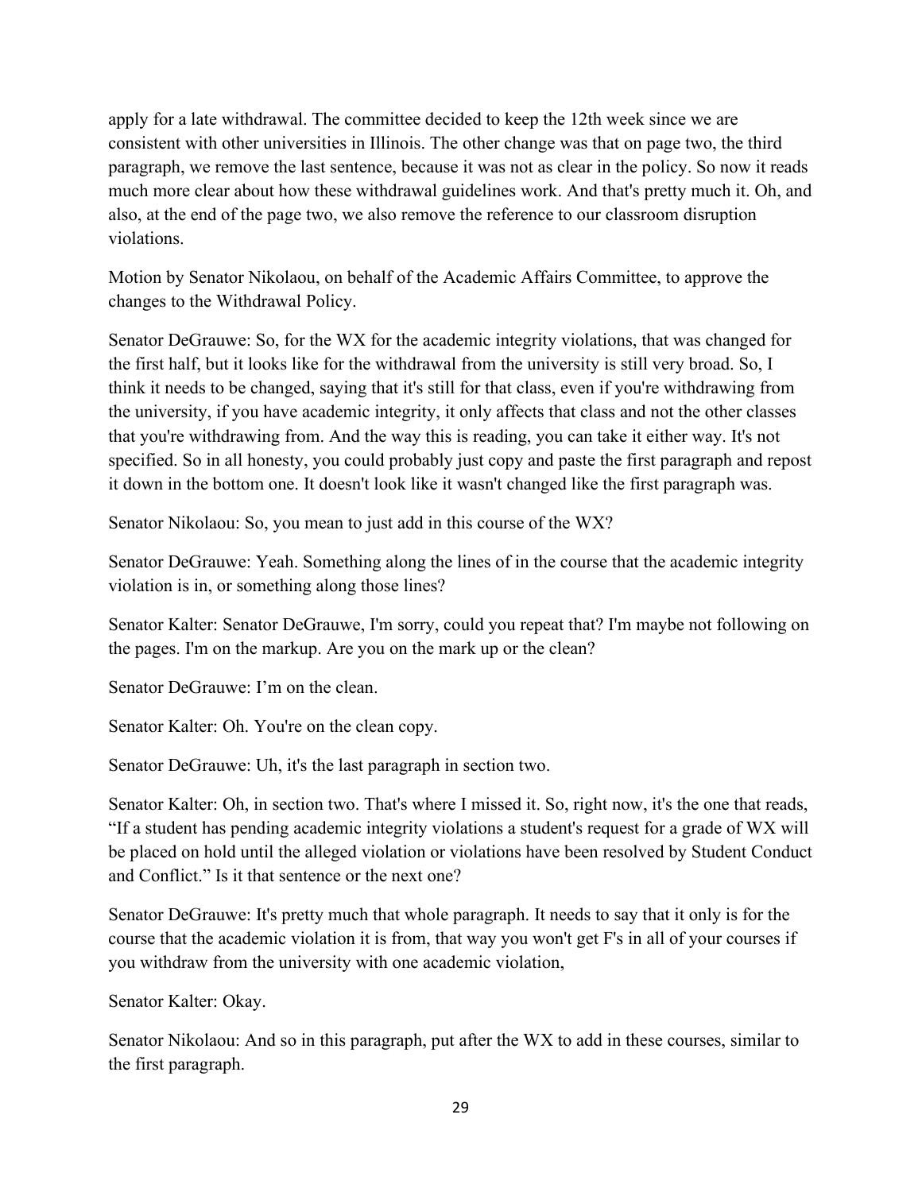apply for a late withdrawal. The committee decided to keep the 12th week since we are consistent with other universities in Illinois. The other change was that on page two, the third paragraph, we remove the last sentence, because it was not as clear in the policy. So now it reads much more clear about how these withdrawal guidelines work. And that's pretty much it. Oh, and also, at the end of the page two, we also remove the reference to our classroom disruption violations.

Motion by Senator Nikolaou, on behalf of the Academic Affairs Committee, to approve the changes to the Withdrawal Policy.

Senator DeGrauwe: So, for the WX for the academic integrity violations, that was changed for the first half, but it looks like for the withdrawal from the university is still very broad. So, I think it needs to be changed, saying that it's still for that class, even if you're withdrawing from the university, if you have academic integrity, it only affects that class and not the other classes that you're withdrawing from. And the way this is reading, you can take it either way. It's not specified. So in all honesty, you could probably just copy and paste the first paragraph and repost it down in the bottom one. It doesn't look like it wasn't changed like the first paragraph was.

Senator Nikolaou: So, you mean to just add in this course of the WX?

Senator DeGrauwe: Yeah. Something along the lines of in the course that the academic integrity violation is in, or something along those lines?

Senator Kalter: Senator DeGrauwe, I'm sorry, could you repeat that? I'm maybe not following on the pages. I'm on the markup. Are you on the mark up or the clean?

Senator DeGrauwe: I'm on the clean.

Senator Kalter: Oh. You're on the clean copy.

Senator DeGrauwe: Uh, it's the last paragraph in section two.

Senator Kalter: Oh, in section two. That's where I missed it. So, right now, it's the one that reads, "If a student has pending academic integrity violations a student's request for a grade of WX will be placed on hold until the alleged violation or violations have been resolved by Student Conduct and Conflict." Is it that sentence or the next one?

Senator DeGrauwe: It's pretty much that whole paragraph. It needs to say that it only is for the course that the academic violation it is from, that way you won't get F's in all of your courses if you withdraw from the university with one academic violation,

Senator Kalter: Okay.

Senator Nikolaou: And so in this paragraph, put after the WX to add in these courses, similar to the first paragraph.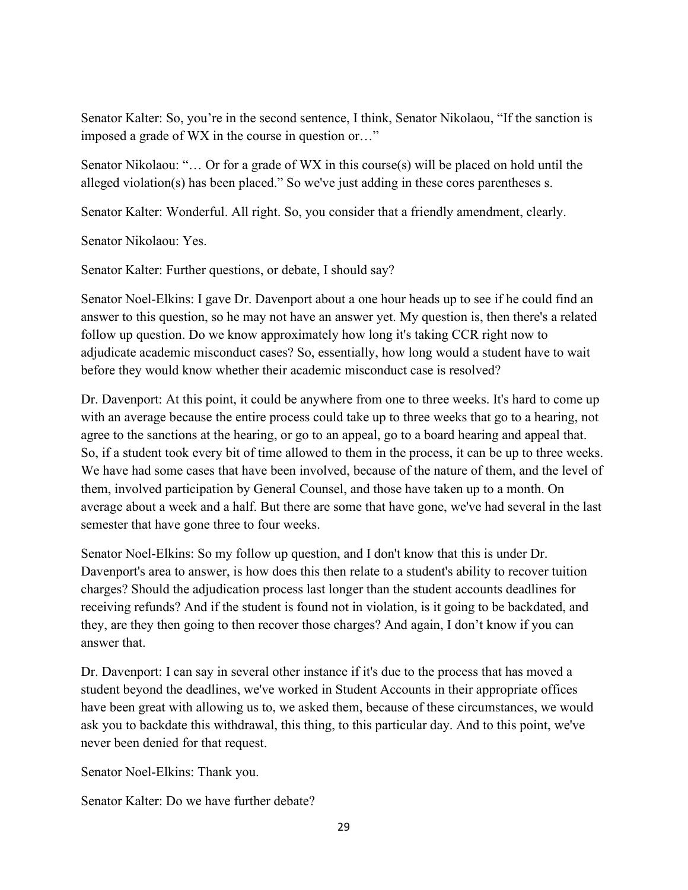Senator Kalter: So, you're in the second sentence, I think, Senator Nikolaou, "If the sanction is imposed a grade of WX in the course in question or…"

Senator Nikolaou: "… Or for a grade of WX in this course(s) will be placed on hold until the alleged violation(s) has been placed." So we've just adding in these cores parentheses s.

Senator Kalter: Wonderful. All right. So, you consider that a friendly amendment, clearly.

Senator Nikolaou: Yes.

Senator Kalter: Further questions, or debate, I should say?

Senator Noel-Elkins: I gave Dr. Davenport about a one hour heads up to see if he could find an answer to this question, so he may not have an answer yet. My question is, then there's a related follow up question. Do we know approximately how long it's taking CCR right now to adjudicate academic misconduct cases? So, essentially, how long would a student have to wait before they would know whether their academic misconduct case is resolved?

Dr. Davenport: At this point, it could be anywhere from one to three weeks. It's hard to come up with an average because the entire process could take up to three weeks that go to a hearing, not agree to the sanctions at the hearing, or go to an appeal, go to a board hearing and appeal that. So, if a student took every bit of time allowed to them in the process, it can be up to three weeks. We have had some cases that have been involved, because of the nature of them, and the level of them, involved participation by General Counsel, and those have taken up to a month. On average about a week and a half. But there are some that have gone, we've had several in the last semester that have gone three to four weeks.

Senator Noel-Elkins: So my follow up question, and I don't know that this is under Dr. Davenport's area to answer, is how does this then relate to a student's ability to recover tuition charges? Should the adjudication process last longer than the student accounts deadlines for receiving refunds? And if the student is found not in violation, is it going to be backdated, and they, are they then going to then recover those charges? And again, I don't know if you can answer that.

Dr. Davenport: I can say in several other instance if it's due to the process that has moved a student beyond the deadlines, we've worked in Student Accounts in their appropriate offices have been great with allowing us to, we asked them, because of these circumstances, we would ask you to backdate this withdrawal, this thing, to this particular day. And to this point, we've never been denied for that request.

Senator Noel-Elkins: Thank you.

Senator Kalter: Do we have further debate?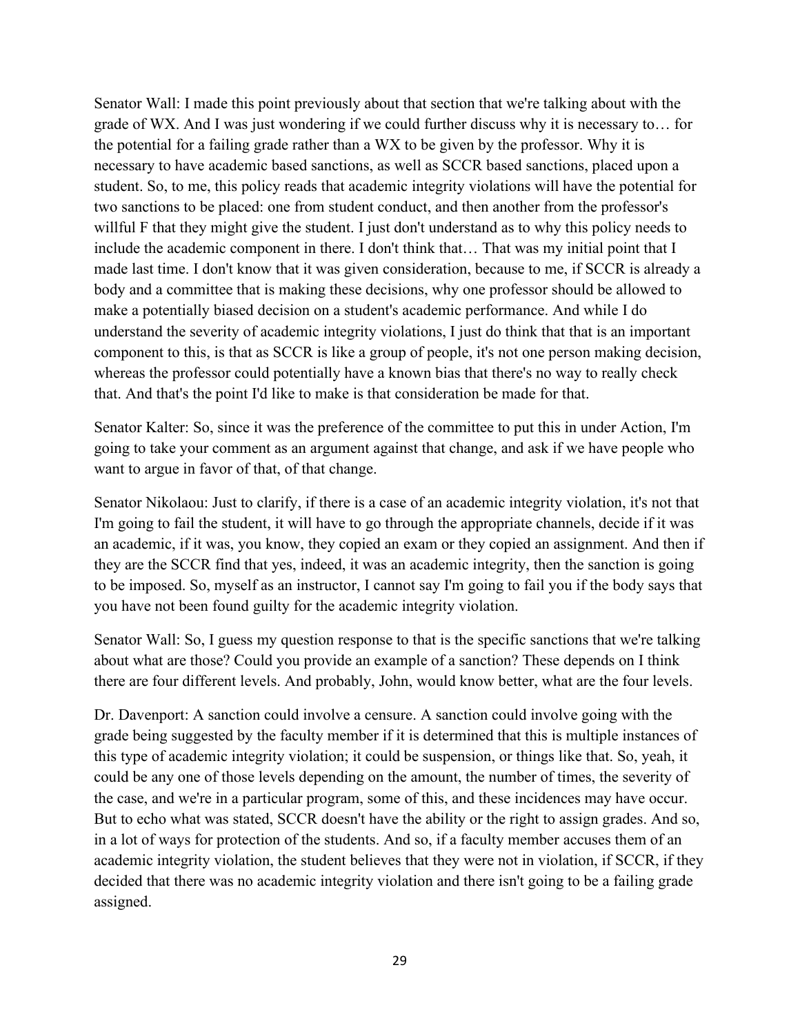Senator Wall: I made this point previously about that section that we're talking about with the grade of WX. And I was just wondering if we could further discuss why it is necessary to… for the potential for a failing grade rather than a WX to be given by the professor. Why it is necessary to have academic based sanctions, as well as SCCR based sanctions, placed upon a student. So, to me, this policy reads that academic integrity violations will have the potential for two sanctions to be placed: one from student conduct, and then another from the professor's willful F that they might give the student. I just don't understand as to why this policy needs to include the academic component in there. I don't think that… That was my initial point that I made last time. I don't know that it was given consideration, because to me, if SCCR is already a body and a committee that is making these decisions, why one professor should be allowed to make a potentially biased decision on a student's academic performance. And while I do understand the severity of academic integrity violations, I just do think that that is an important component to this, is that as SCCR is like a group of people, it's not one person making decision, whereas the professor could potentially have a known bias that there's no way to really check that. And that's the point I'd like to make is that consideration be made for that.

Senator Kalter: So, since it was the preference of the committee to put this in under Action, I'm going to take your comment as an argument against that change, and ask if we have people who want to argue in favor of that, of that change.

Senator Nikolaou: Just to clarify, if there is a case of an academic integrity violation, it's not that I'm going to fail the student, it will have to go through the appropriate channels, decide if it was an academic, if it was, you know, they copied an exam or they copied an assignment. And then if they are the SCCR find that yes, indeed, it was an academic integrity, then the sanction is going to be imposed. So, myself as an instructor, I cannot say I'm going to fail you if the body says that you have not been found guilty for the academic integrity violation.

Senator Wall: So, I guess my question response to that is the specific sanctions that we're talking about what are those? Could you provide an example of a sanction? These depends on I think there are four different levels. And probably, John, would know better, what are the four levels.

Dr. Davenport: A sanction could involve a censure. A sanction could involve going with the grade being suggested by the faculty member if it is determined that this is multiple instances of this type of academic integrity violation; it could be suspension, or things like that. So, yeah, it could be any one of those levels depending on the amount, the number of times, the severity of the case, and we're in a particular program, some of this, and these incidences may have occur. But to echo what was stated, SCCR doesn't have the ability or the right to assign grades. And so, in a lot of ways for protection of the students. And so, if a faculty member accuses them of an academic integrity violation, the student believes that they were not in violation, if SCCR, if they decided that there was no academic integrity violation and there isn't going to be a failing grade assigned.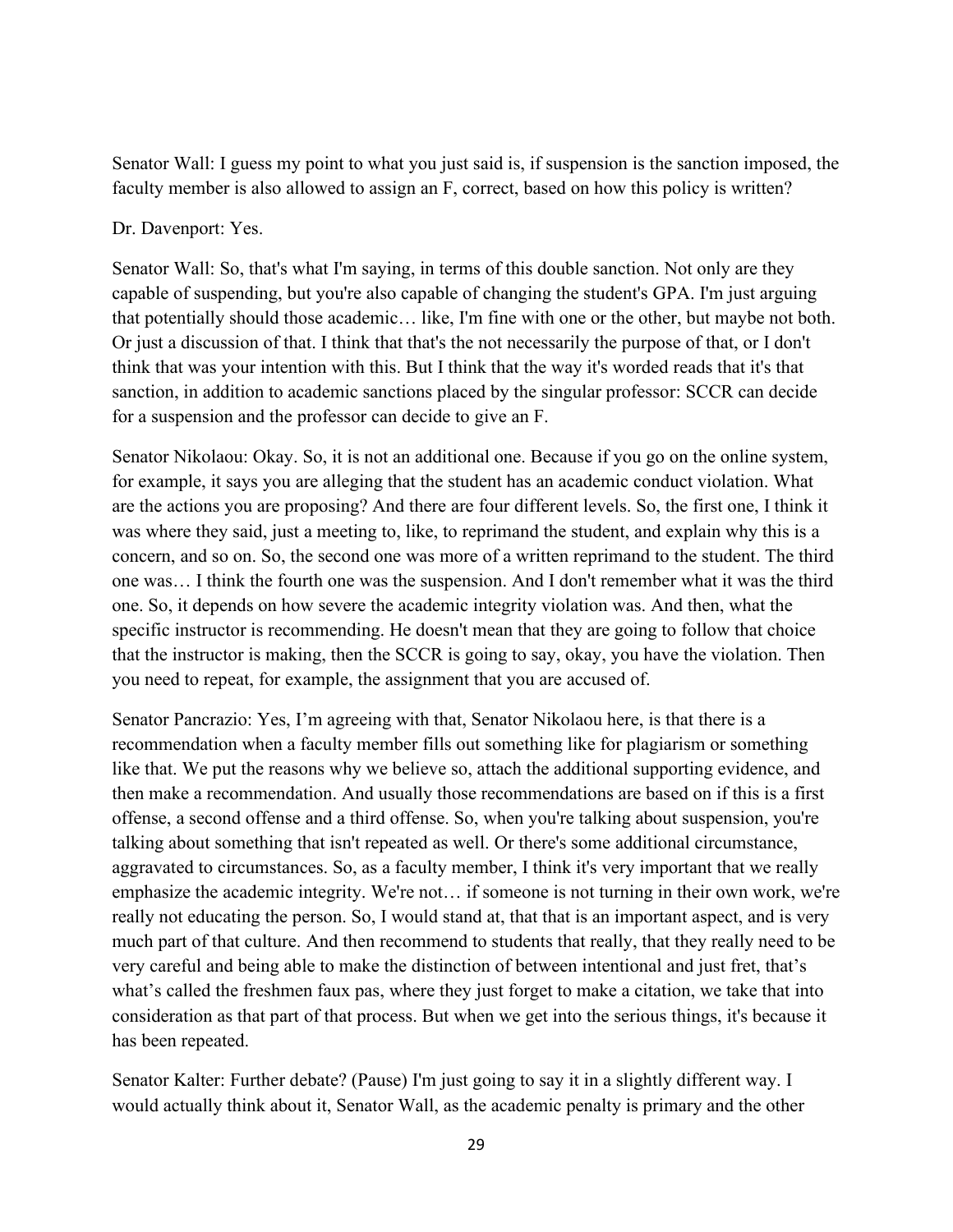Senator Wall: I guess my point to what you just said is, if suspension is the sanction imposed, the faculty member is also allowed to assign an F, correct, based on how this policy is written?

Dr. Davenport: Yes.

Senator Wall: So, that's what I'm saying, in terms of this double sanction. Not only are they capable of suspending, but you're also capable of changing the student's GPA. I'm just arguing that potentially should those academic… like, I'm fine with one or the other, but maybe not both. Or just a discussion of that. I think that that's the not necessarily the purpose of that, or I don't think that was your intention with this. But I think that the way it's worded reads that it's that sanction, in addition to academic sanctions placed by the singular professor: SCCR can decide for a suspension and the professor can decide to give an F.

Senator Nikolaou: Okay. So, it is not an additional one. Because if you go on the online system, for example, it says you are alleging that the student has an academic conduct violation. What are the actions you are proposing? And there are four different levels. So, the first one, I think it was where they said, just a meeting to, like, to reprimand the student, and explain why this is a concern, and so on. So, the second one was more of a written reprimand to the student. The third one was… I think the fourth one was the suspension. And I don't remember what it was the third one. So, it depends on how severe the academic integrity violation was. And then, what the specific instructor is recommending. He doesn't mean that they are going to follow that choice that the instructor is making, then the SCCR is going to say, okay, you have the violation. Then you need to repeat, for example, the assignment that you are accused of.

Senator Pancrazio: Yes, I'm agreeing with that, Senator Nikolaou here, is that there is a recommendation when a faculty member fills out something like for plagiarism or something like that. We put the reasons why we believe so, attach the additional supporting evidence, and then make a recommendation. And usually those recommendations are based on if this is a first offense, a second offense and a third offense. So, when you're talking about suspension, you're talking about something that isn't repeated as well. Or there's some additional circumstance, aggravated to circumstances. So, as a faculty member, I think it's very important that we really emphasize the academic integrity. We're not… if someone is not turning in their own work, we're really not educating the person. So, I would stand at, that that is an important aspect, and is very much part of that culture. And then recommend to students that really, that they really need to be very careful and being able to make the distinction of between intentional and just fret, that's what's called the freshmen faux pas, where they just forget to make a citation, we take that into consideration as that part of that process. But when we get into the serious things, it's because it has been repeated.

Senator Kalter: Further debate? (Pause) I'm just going to say it in a slightly different way. I would actually think about it, Senator Wall, as the academic penalty is primary and the other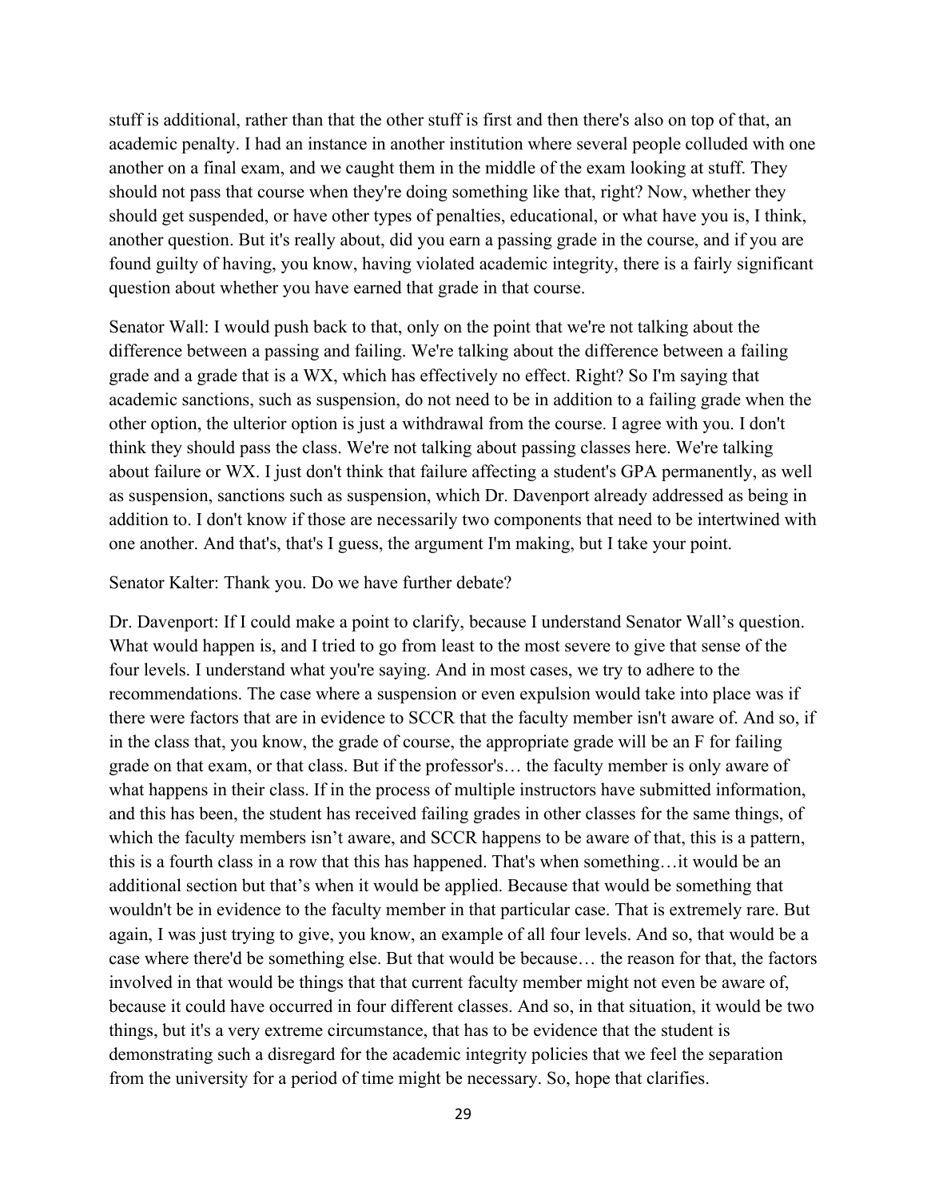stuff is additional, rather than that the other stuff is first and then there's also on top of that, an academic penalty. I had an instance in another institution where several people colluded with one another on a final exam, and we caught them in the middle of the exam looking at stuff. They should not pass that course when they're doing something like that, right? Now, whether they should get suspended, or have other types of penalties, educational, or what have you is, I think, another question. But it's really about, did you earn a passing grade in the course, and if you are found guilty of having, you know, having violated academic integrity, there is a fairly significant question about whether you have earned that grade in that course.

Senator Wall: I would push back to that, only on the point that we're not talking about the difference between a passing and failing. We're talking about the difference between a failing grade and a grade that is a WX, which has effectively no effect. Right? So I'm saying that academic sanctions, such as suspension, do not need to be in addition to a failing grade when the other option, the ulterior option is just a withdrawal from the course. I agree with you. I don't think they should pass the class. We're not talking about passing classes here. We're talking about failure or WX. I just don't think that failure affecting a student's GPA permanently, as well as suspension, sanctions such as suspension, which Dr. Davenport already addressed as being in addition to. I don't know if those are necessarily two components that need to be intertwined with one another. And that's, that's I guess, the argument I'm making, but I take your point.

Senator Kalter: Thank you. Do we have further debate?

Dr. Davenport: If I could make a point to clarify, because I understand Senator Wall's question. What would happen is, and I tried to go from least to the most severe to give that sense of the four levels. I understand what you're saying. And in most cases, we try to adhere to the recommendations. The case where a suspension or even expulsion would take into place was if there were factors that are in evidence to SCCR that the faculty member isn't aware of. And so, if in the class that, you know, the grade of course, the appropriate grade will be an F for failing grade on that exam, or that class. But if the professor's… the faculty member is only aware of what happens in their class. If in the process of multiple instructors have submitted information, and this has been, the student has received failing grades in other classes for the same things, of which the faculty members isn't aware, and SCCR happens to be aware of that, this is a pattern, this is a fourth class in a row that this has happened. That's when something…it would be an additional section but that's when it would be applied. Because that would be something that wouldn't be in evidence to the faculty member in that particular case. That is extremely rare. But again, I was just trying to give, you know, an example of all four levels. And so, that would be a case where there'd be something else. But that would be because… the reason for that, the factors involved in that would be things that that current faculty member might not even be aware of, because it could have occurred in four different classes. And so, in that situation, it would be two things, but it's a very extreme circumstance, that has to be evidence that the student is demonstrating such a disregard for the academic integrity policies that we feel the separation from the university for a period of time might be necessary. So, hope that clarifies.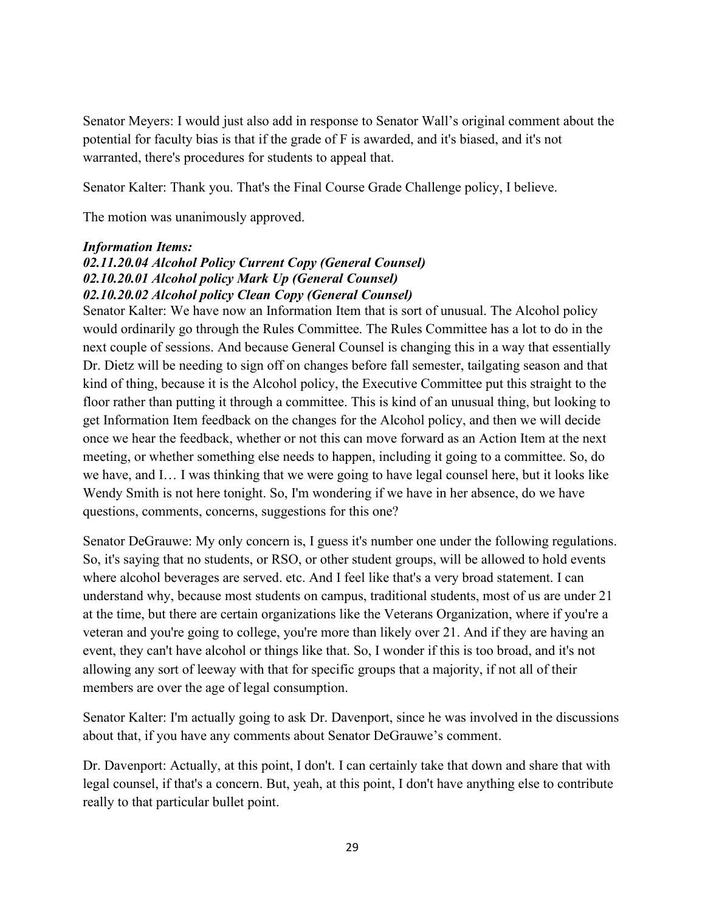Senator Meyers: I would just also add in response to Senator Wall's original comment about the potential for faculty bias is that if the grade of F is awarded, and it's biased, and it's not warranted, there's procedures for students to appeal that.

Senator Kalter: Thank you. That's the Final Course Grade Challenge policy, I believe.

The motion was unanimously approved.

***Information Items:***
***02.11.20.04 Alcohol Policy Current Copy (General Counsel)***
***02.10.20.01 Alcohol policy Mark Up (General Counsel)***
***02.10.20.02 Alcohol policy Clean Copy (General Counsel)***

Senator Kalter: We have now an Information Item that is sort of unusual. The Alcohol policy would ordinarily go through the Rules Committee. The Rules Committee has a lot to do in the next couple of sessions. And because General Counsel is changing this in a way that essentially Dr. Dietz will be needing to sign off on changes before fall semester, tailgating season and that kind of thing, because it is the Alcohol policy, the Executive Committee put this straight to the floor rather than putting it through a committee. This is kind of an unusual thing, but looking to get Information Item feedback on the changes for the Alcohol policy, and then we will decide once we hear the feedback, whether or not this can move forward as an Action Item at the next meeting, or whether something else needs to happen, including it going to a committee. So, do we have, and I… I was thinking that we were going to have legal counsel here, but it looks like Wendy Smith is not here tonight. So, I'm wondering if we have in her absence, do we have questions, comments, concerns, suggestions for this one?

Senator DeGrauwe: My only concern is, I guess it's number one under the following regulations. So, it's saying that no students, or RSO, or other student groups, will be allowed to hold events where alcohol beverages are served. etc. And I feel like that's a very broad statement. I can understand why, because most students on campus, traditional students, most of us are under 21 at the time, but there are certain organizations like the Veterans Organization, where if you're a veteran and you're going to college, you're more than likely over 21. And if they are having an event, they can't have alcohol or things like that. So, I wonder if this is too broad, and it's not allowing any sort of leeway with that for specific groups that a majority, if not all of their members are over the age of legal consumption.

Senator Kalter: I'm actually going to ask Dr. Davenport, since he was involved in the discussions about that, if you have any comments about Senator DeGrauwe's comment.

Dr. Davenport: Actually, at this point, I don't. I can certainly take that down and share that with legal counsel, if that's a concern. But, yeah, at this point, I don't have anything else to contribute really to that particular bullet point.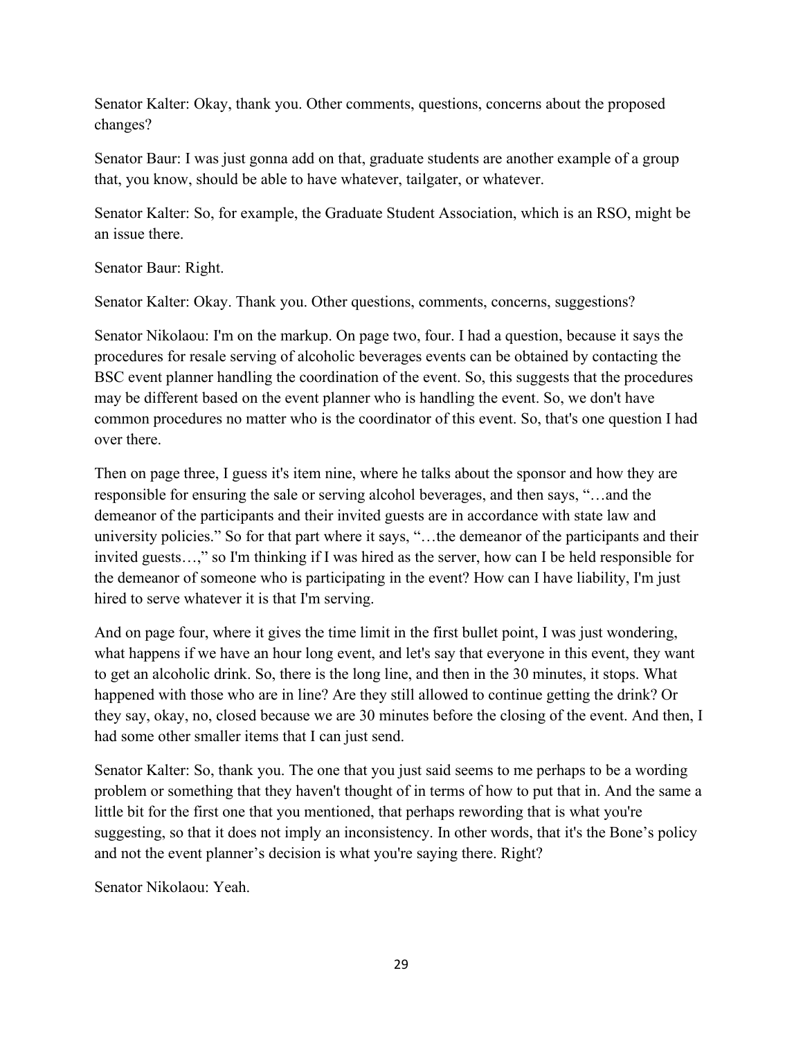Senator Kalter: Okay, thank you. Other comments, questions, concerns about the proposed changes?

Senator Baur: I was just gonna add on that, graduate students are another example of a group that, you know, should be able to have whatever, tailgater, or whatever.

Senator Kalter: So, for example, the Graduate Student Association, which is an RSO, might be an issue there.

Senator Baur: Right.

Senator Kalter: Okay. Thank you. Other questions, comments, concerns, suggestions?

Senator Nikolaou: I'm on the markup. On page two, four. I had a question, because it says the procedures for resale serving of alcoholic beverages events can be obtained by contacting the BSC event planner handling the coordination of the event. So, this suggests that the procedures may be different based on the event planner who is handling the event. So, we don't have common procedures no matter who is the coordinator of this event. So, that's one question I had over there.

Then on page three, I guess it's item nine, where he talks about the sponsor and how they are responsible for ensuring the sale or serving alcohol beverages, and then says, "…and the demeanor of the participants and their invited guests are in accordance with state law and university policies." So for that part where it says, "…the demeanor of the participants and their invited guests…," so I'm thinking if I was hired as the server, how can I be held responsible for the demeanor of someone who is participating in the event? How can I have liability, I'm just hired to serve whatever it is that I'm serving.

And on page four, where it gives the time limit in the first bullet point, I was just wondering, what happens if we have an hour long event, and let's say that everyone in this event, they want to get an alcoholic drink. So, there is the long line, and then in the 30 minutes, it stops. What happened with those who are in line? Are they still allowed to continue getting the drink? Or they say, okay, no, closed because we are 30 minutes before the closing of the event. And then, I had some other smaller items that I can just send.

Senator Kalter: So, thank you. The one that you just said seems to me perhaps to be a wording problem or something that they haven't thought of in terms of how to put that in. And the same a little bit for the first one that you mentioned, that perhaps rewording that is what you're suggesting, so that it does not imply an inconsistency. In other words, that it's the Bone's policy and not the event planner's decision is what you're saying there. Right?

Senator Nikolaou: Yeah.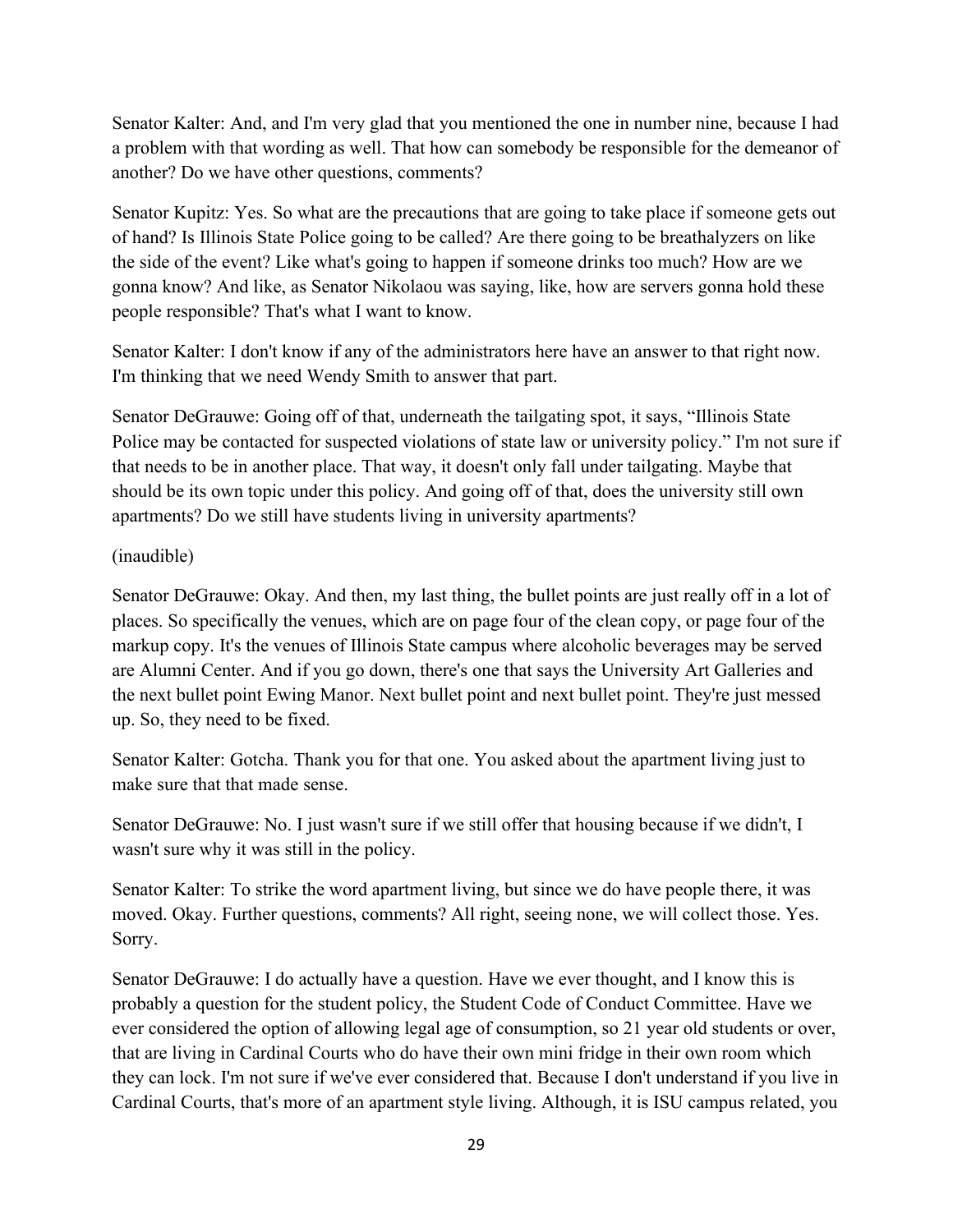Senator Kalter: And, and I'm very glad that you mentioned the one in number nine, because I had a problem with that wording as well. That how can somebody be responsible for the demeanor of another? Do we have other questions, comments?

Senator Kupitz: Yes. So what are the precautions that are going to take place if someone gets out of hand? Is Illinois State Police going to be called? Are there going to be breathalyzers on like the side of the event? Like what's going to happen if someone drinks too much? How are we gonna know? And like, as Senator Nikolaou was saying, like, how are servers gonna hold these people responsible? That's what I want to know.

Senator Kalter: I don't know if any of the administrators here have an answer to that right now. I'm thinking that we need Wendy Smith to answer that part.

Senator DeGrauwe: Going off of that, underneath the tailgating spot, it says, "Illinois State Police may be contacted for suspected violations of state law or university policy." I'm not sure if that needs to be in another place. That way, it doesn't only fall under tailgating. Maybe that should be its own topic under this policy. And going off of that, does the university still own apartments? Do we still have students living in university apartments?

(inaudible)

Senator DeGrauwe: Okay. And then, my last thing, the bullet points are just really off in a lot of places. So specifically the venues, which are on page four of the clean copy, or page four of the markup copy. It's the venues of Illinois State campus where alcoholic beverages may be served are Alumni Center. And if you go down, there's one that says the University Art Galleries and the next bullet point Ewing Manor. Next bullet point and next bullet point. They're just messed up. So, they need to be fixed.

Senator Kalter: Gotcha. Thank you for that one. You asked about the apartment living just to make sure that that made sense.

Senator DeGrauwe: No. I just wasn't sure if we still offer that housing because if we didn't, I wasn't sure why it was still in the policy.

Senator Kalter: To strike the word apartment living, but since we do have people there, it was moved. Okay. Further questions, comments? All right, seeing none, we will collect those. Yes. Sorry.

Senator DeGrauwe: I do actually have a question. Have we ever thought, and I know this is probably a question for the student policy, the Student Code of Conduct Committee. Have we ever considered the option of allowing legal age of consumption, so 21 year old students or over, that are living in Cardinal Courts who do have their own mini fridge in their own room which they can lock. I'm not sure if we've ever considered that. Because I don't understand if you live in Cardinal Courts, that's more of an apartment style living. Although, it is ISU campus related, you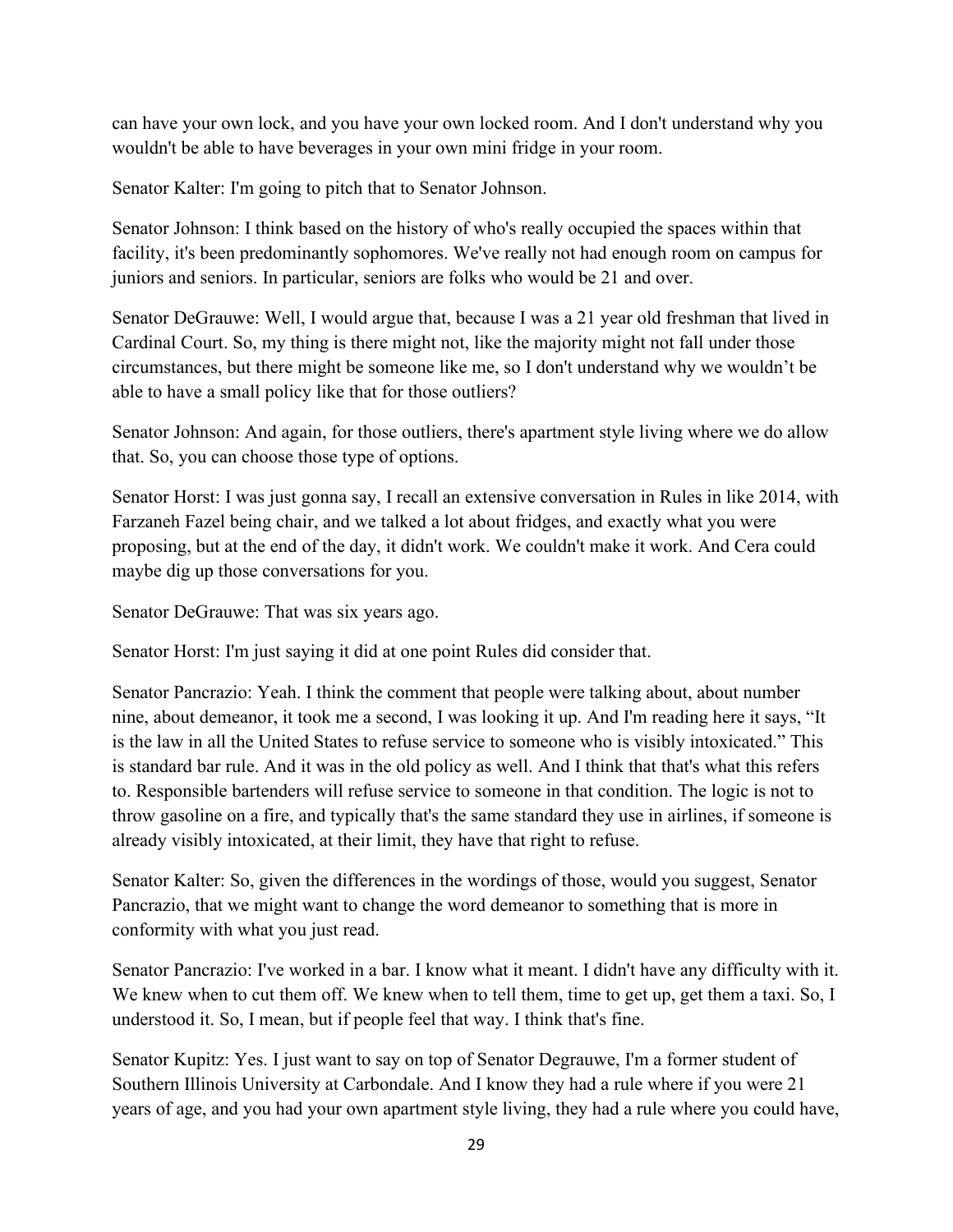can have your own lock, and you have your own locked room. And I don't understand why you wouldn't be able to have beverages in your own mini fridge in your room.

Senator Kalter: I'm going to pitch that to Senator Johnson.

Senator Johnson: I think based on the history of who's really occupied the spaces within that facility, it's been predominantly sophomores. We've really not had enough room on campus for juniors and seniors. In particular, seniors are folks who would be 21 and over.

Senator DeGrauwe: Well, I would argue that, because I was a 21 year old freshman that lived in Cardinal Court. So, my thing is there might not, like the majority might not fall under those circumstances, but there might be someone like me, so I don't understand why we wouldn't be able to have a small policy like that for those outliers?

Senator Johnson: And again, for those outliers, there's apartment style living where we do allow that. So, you can choose those type of options.

Senator Horst: I was just gonna say, I recall an extensive conversation in Rules in like 2014, with Farzaneh Fazel being chair, and we talked a lot about fridges, and exactly what you were proposing, but at the end of the day, it didn't work. We couldn't make it work. And Cera could maybe dig up those conversations for you.

Senator DeGrauwe: That was six years ago.

Senator Horst: I'm just saying it did at one point Rules did consider that.

Senator Pancrazio: Yeah. I think the comment that people were talking about, about number nine, about demeanor, it took me a second, I was looking it up. And I'm reading here it says, "It is the law in all the United States to refuse service to someone who is visibly intoxicated." This is standard bar rule. And it was in the old policy as well. And I think that that's what this refers to. Responsible bartenders will refuse service to someone in that condition. The logic is not to throw gasoline on a fire, and typically that's the same standard they use in airlines, if someone is already visibly intoxicated, at their limit, they have that right to refuse.

Senator Kalter: So, given the differences in the wordings of those, would you suggest, Senator Pancrazio, that we might want to change the word demeanor to something that is more in conformity with what you just read.

Senator Pancrazio: I've worked in a bar. I know what it meant. I didn't have any difficulty with it. We knew when to cut them off. We knew when to tell them, time to get up, get them a taxi. So, I understood it. So, I mean, but if people feel that way. I think that's fine.

Senator Kupitz: Yes. I just want to say on top of Senator Degrauwe, I'm a former student of Southern Illinois University at Carbondale. And I know they had a rule where if you were 21 years of age, and you had your own apartment style living, they had a rule where you could have,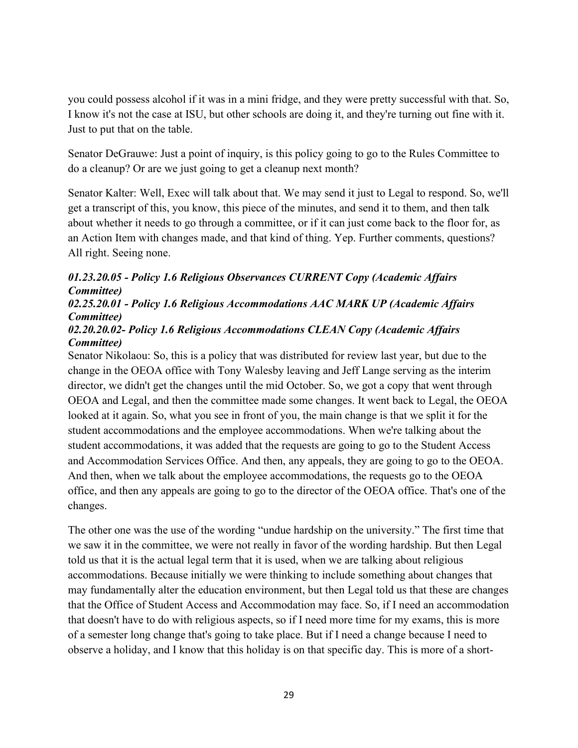you could possess alcohol if it was in a mini fridge, and they were pretty successful with that. So, I know it's not the case at ISU, but other schools are doing it, and they're turning out fine with it. Just to put that on the table.

Senator DeGrauwe: Just a point of inquiry, is this policy going to go to the Rules Committee to do a cleanup? Or are we just going to get a cleanup next month?

Senator Kalter: Well, Exec will talk about that. We may send it just to Legal to respond. So, we'll get a transcript of this, you know, this piece of the minutes, and send it to them, and then talk about whether it needs to go through a committee, or if it can just come back to the floor for, as an Action Item with changes made, and that kind of thing. Yep. Further comments, questions? All right. Seeing none.

***01.23.20.05 - Policy 1.6 Religious Observances CURRENT Copy (Academic Affairs Committee)***
***02.25.20.01 - Policy 1.6 Religious Accommodations AAC MARK UP (Academic Affairs Committee)***
***02.20.20.02- Policy 1.6 Religious Accommodations CLEAN Copy (Academic Affairs Committee)***

Senator Nikolaou: So, this is a policy that was distributed for review last year, but due to the change in the OEOA office with Tony Walesby leaving and Jeff Lange serving as the interim director, we didn't get the changes until the mid October. So, we got a copy that went through OEOA and Legal, and then the committee made some changes. It went back to Legal, the OEOA looked at it again. So, what you see in front of you, the main change is that we split it for the student accommodations and the employee accommodations. When we're talking about the student accommodations, it was added that the requests are going to go to the Student Access and Accommodation Services Office. And then, any appeals, they are going to go to the OEOA. And then, when we talk about the employee accommodations, the requests go to the OEOA office, and then any appeals are going to go to the director of the OEOA office. That's one of the changes.

The other one was the use of the wording "undue hardship on the university." The first time that we saw it in the committee, we were not really in favor of the wording hardship. But then Legal told us that it is the actual legal term that it is used, when we are talking about religious accommodations. Because initially we were thinking to include something about changes that may fundamentally alter the education environment, but then Legal told us that these are changes that the Office of Student Access and Accommodation may face. So, if I need an accommodation that doesn't have to do with religious aspects, so if I need more time for my exams, this is more of a semester long change that's going to take place. But if I need a change because I need to observe a holiday, and I know that this holiday is on that specific day. This is more of a short-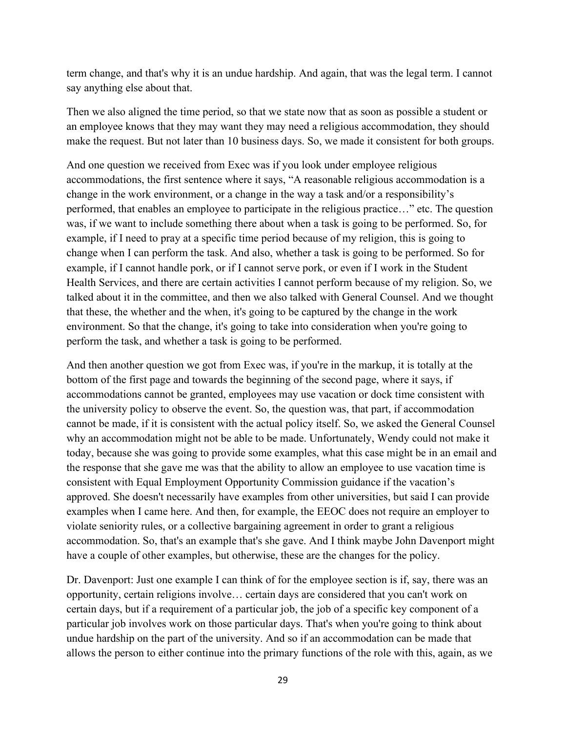term change, and that's why it is an undue hardship. And again, that was the legal term. I cannot say anything else about that.

Then we also aligned the time period, so that we state now that as soon as possible a student or an employee knows that they may want they may need a religious accommodation, they should make the request. But not later than 10 business days. So, we made it consistent for both groups.

And one question we received from Exec was if you look under employee religious accommodations, the first sentence where it says, "A reasonable religious accommodation is a change in the work environment, or a change in the way a task and/or a responsibility's performed, that enables an employee to participate in the religious practice…" etc. The question was, if we want to include something there about when a task is going to be performed. So, for example, if I need to pray at a specific time period because of my religion, this is going to change when I can perform the task. And also, whether a task is going to be performed. So for example, if I cannot handle pork, or if I cannot serve pork, or even if I work in the Student Health Services, and there are certain activities I cannot perform because of my religion. So, we talked about it in the committee, and then we also talked with General Counsel. And we thought that these, the whether and the when, it's going to be captured by the change in the work environment. So that the change, it's going to take into consideration when you're going to perform the task, and whether a task is going to be performed.

And then another question we got from Exec was, if you're in the markup, it is totally at the bottom of the first page and towards the beginning of the second page, where it says, if accommodations cannot be granted, employees may use vacation or dock time consistent with the university policy to observe the event. So, the question was, that part, if accommodation cannot be made, if it is consistent with the actual policy itself. So, we asked the General Counsel why an accommodation might not be able to be made. Unfortunately, Wendy could not make it today, because she was going to provide some examples, what this case might be in an email and the response that she gave me was that the ability to allow an employee to use vacation time is consistent with Equal Employment Opportunity Commission guidance if the vacation's approved. She doesn't necessarily have examples from other universities, but said I can provide examples when I came here. And then, for example, the EEOC does not require an employer to violate seniority rules, or a collective bargaining agreement in order to grant a religious accommodation. So, that's an example that's she gave. And I think maybe John Davenport might have a couple of other examples, but otherwise, these are the changes for the policy.

Dr. Davenport: Just one example I can think of for the employee section is if, say, there was an opportunity, certain religions involve… certain days are considered that you can't work on certain days, but if a requirement of a particular job, the job of a specific key component of a particular job involves work on those particular days. That's when you're going to think about undue hardship on the part of the university. And so if an accommodation can be made that allows the person to either continue into the primary functions of the role with this, again, as we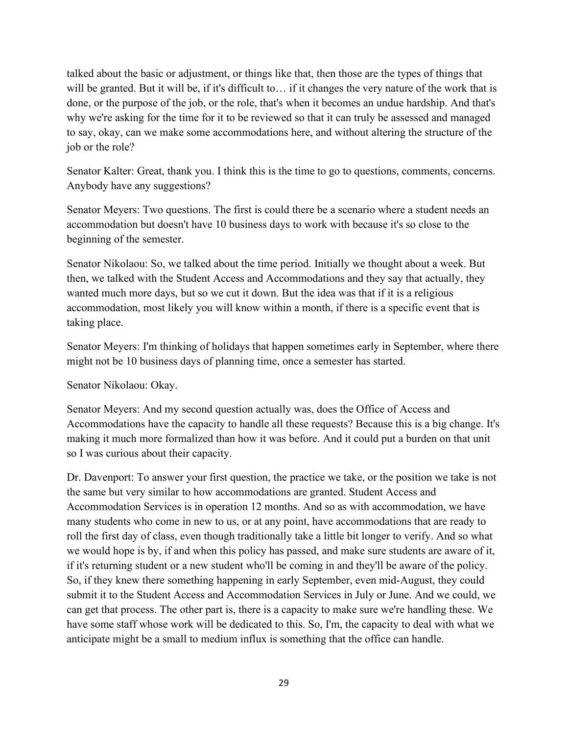talked about the basic or adjustment, or things like that, then those are the types of things that will be granted. But it will be, if it's difficult to… if it changes the very nature of the work that is done, or the purpose of the job, or the role, that's when it becomes an undue hardship. And that's why we're asking for the time for it to be reviewed so that it can truly be assessed and managed to say, okay, can we make some accommodations here, and without altering the structure of the job or the role?

Senator Kalter: Great, thank you. I think this is the time to go to questions, comments, concerns. Anybody have any suggestions?

Senator Meyers: Two questions. The first is could there be a scenario where a student needs an accommodation but doesn't have 10 business days to work with because it's so close to the beginning of the semester.

Senator Nikolaou: So, we talked about the time period. Initially we thought about a week. But then, we talked with the Student Access and Accommodations and they say that actually, they wanted much more days, but so we cut it down. But the idea was that if it is a religious accommodation, most likely you will know within a month, if there is a specific event that is taking place.

Senator Meyers: I'm thinking of holidays that happen sometimes early in September, where there might not be 10 business days of planning time, once a semester has started.

Senator Nikolaou: Okay.

Senator Meyers: And my second question actually was, does the Office of Access and Accommodations have the capacity to handle all these requests? Because this is a big change. It's making it much more formalized than how it was before. And it could put a burden on that unit so I was curious about their capacity.

Dr. Davenport: To answer your first question, the practice we take, or the position we take is not the same but very similar to how accommodations are granted. Student Access and Accommodation Services is in operation 12 months. And so as with accommodation, we have many students who come in new to us, or at any point, have accommodations that are ready to roll the first day of class, even though traditionally take a little bit longer to verify. And so what we would hope is by, if and when this policy has passed, and make sure students are aware of it, if it's returning student or a new student who'll be coming in and they'll be aware of the policy. So, if they knew there something happening in early September, even mid-August, they could submit it to the Student Access and Accommodation Services in July or June. And we could, we can get that process. The other part is, there is a capacity to make sure we're handling these. We have some staff whose work will be dedicated to this. So, I'm, the capacity to deal with what we anticipate might be a small to medium influx is something that the office can handle.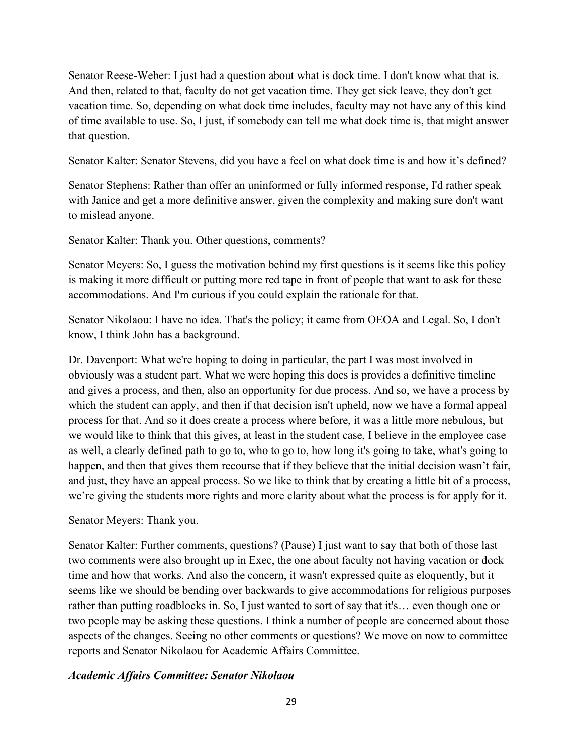Senator Reese-Weber: I just had a question about what is dock time. I don't know what that is. And then, related to that, faculty do not get vacation time. They get sick leave, they don't get vacation time. So, depending on what dock time includes, faculty may not have any of this kind of time available to use. So, I just, if somebody can tell me what dock time is, that might answer that question.

Senator Kalter: Senator Stevens, did you have a feel on what dock time is and how it's defined?

Senator Stephens: Rather than offer an uninformed or fully informed response, I'd rather speak with Janice and get a more definitive answer, given the complexity and making sure don't want to mislead anyone.

Senator Kalter: Thank you. Other questions, comments?

Senator Meyers: So, I guess the motivation behind my first questions is it seems like this policy is making it more difficult or putting more red tape in front of people that want to ask for these accommodations. And I'm curious if you could explain the rationale for that.

Senator Nikolaou: I have no idea. That's the policy; it came from OEOA and Legal. So, I don't know, I think John has a background.

Dr. Davenport: What we're hoping to doing in particular, the part I was most involved in obviously was a student part. What we were hoping this does is provides a definitive timeline and gives a process, and then, also an opportunity for due process. And so, we have a process by which the student can apply, and then if that decision isn't upheld, now we have a formal appeal process for that. And so it does create a process where before, it was a little more nebulous, but we would like to think that this gives, at least in the student case, I believe in the employee case as well, a clearly defined path to go to, who to go to, how long it's going to take, what's going to happen, and then that gives them recourse that if they believe that the initial decision wasn't fair, and just, they have an appeal process. So we like to think that by creating a little bit of a process, we're giving the students more rights and more clarity about what the process is for apply for it.

Senator Meyers: Thank you.

Senator Kalter: Further comments, questions? (Pause) I just want to say that both of those last two comments were also brought up in Exec, the one about faculty not having vacation or dock time and how that works. And also the concern, it wasn't expressed quite as eloquently, but it seems like we should be bending over backwards to give accommodations for religious purposes rather than putting roadblocks in. So, I just wanted to sort of say that it's… even though one or two people may be asking these questions. I think a number of people are concerned about those aspects of the changes. Seeing no other comments or questions? We move on now to committee reports and Senator Nikolaou for Academic Affairs Committee.

***Academic Affairs Committee: Senator Nikolaou***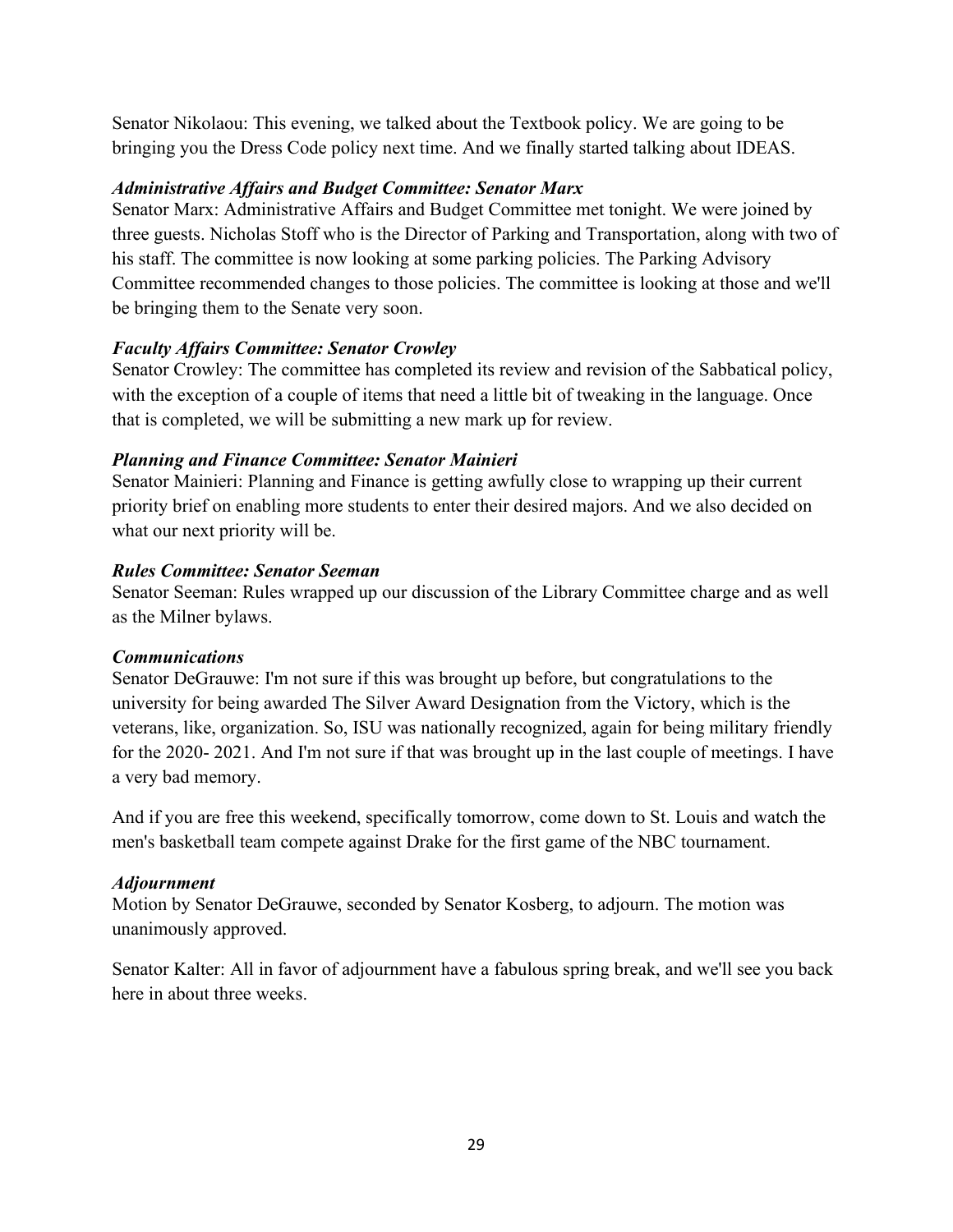Senator Nikolaou: This evening, we talked about the Textbook policy. We are going to be bringing you the Dress Code policy next time. And we finally started talking about IDEAS.

***Administrative Affairs and Budget Committee: Senator Marx***

Senator Marx: Administrative Affairs and Budget Committee met tonight. We were joined by three guests. Nicholas Stoff who is the Director of Parking and Transportation, along with two of his staff. The committee is now looking at some parking policies. The Parking Advisory Committee recommended changes to those policies. The committee is looking at those and we'll be bringing them to the Senate very soon.

***Faculty Affairs Committee: Senator Crowley***

Senator Crowley: The committee has completed its review and revision of the Sabbatical policy, with the exception of a couple of items that need a little bit of tweaking in the language. Once that is completed, we will be submitting a new mark up for review.

***Planning and Finance Committee: Senator Mainieri***

Senator Mainieri: Planning and Finance is getting awfully close to wrapping up their current priority brief on enabling more students to enter their desired majors. And we also decided on what our next priority will be.

***Rules Committee: Senator Seeman***

Senator Seeman: Rules wrapped up our discussion of the Library Committee charge and as well as the Milner bylaws.

***Communications***

Senator DeGrauwe: I'm not sure if this was brought up before, but congratulations to the university for being awarded The Silver Award Designation from the Victory, which is the veterans, like, organization. So, ISU was nationally recognized, again for being military friendly for the 2020- 2021. And I'm not sure if that was brought up in the last couple of meetings. I have a very bad memory.

And if you are free this weekend, specifically tomorrow, come down to St. Louis and watch the men's basketball team compete against Drake for the first game of the NBC tournament.

***Adjournment***

Motion by Senator DeGrauwe, seconded by Senator Kosberg, to adjourn. The motion was unanimously approved.

Senator Kalter: All in favor of adjournment have a fabulous spring break, and we'll see you back here in about three weeks.